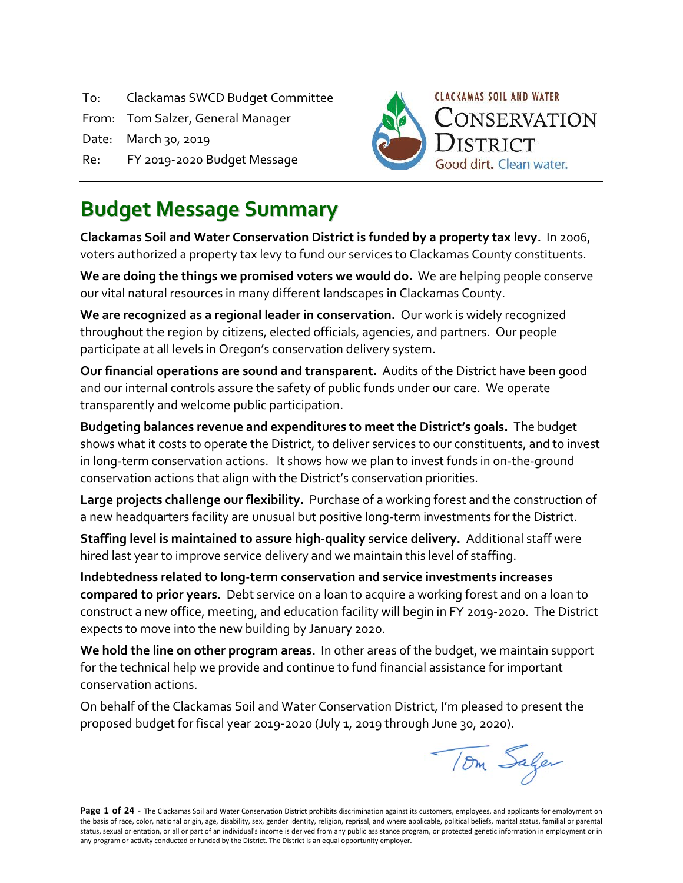To: Clackamas SWCD Budget Committee
From: Tom Salzer, General Manager
Date: March 30, 2019
Re: FY 2019-2020 Budget Message

CLACKAMAS SOIL AND WATER
CONSERVATION DISTRICT
Good dirt. Clean water.

# Budget Message Summary

**Clackamas Soil and Water Conservation District is funded by a property tax levy.** In 2006, voters authorized a property tax levy to fund our services to Clackamas County constituents.

**We are doing the things we promised voters we would do.** We are helping people conserve our vital natural resources in many different landscapes in Clackamas County.

**We are recognized as a regional leader in conservation.** Our work is widely recognized throughout the region by citizens, elected officials, agencies, and partners. Our people participate at all levels in Oregon's conservation delivery system.

**Our financial operations are sound and transparent.** Audits of the District have been good and our internal controls assure the safety of public funds under our care. We operate transparently and welcome public participation.

**Budgeting balances revenue and expenditures to meet the District's goals.** The budget shows what it costs to operate the District, to deliver services to our constituents, and to invest in long-term conservation actions. It shows how we plan to invest funds in on-the-ground conservation actions that align with the District's conservation priorities.

**Large projects challenge our flexibility.** Purchase of a working forest and the construction of a new headquarters facility are unusual but positive long-term investments for the District.

**Staffing level is maintained to assure high-quality service delivery.** Additional staff were hired last year to improve service delivery and we maintain this level of staffing.

**Indebtedness related to long-term conservation and service investments increases compared to prior years.** Debt service on a loan to acquire a working forest and on a loan to construct a new office, meeting, and education facility will begin in FY 2019-2020. The District expects to move into the new building by January 2020.

**We hold the line on other program areas.** In other areas of the budget, we maintain support for the technical help we provide and continue to fund financial assistance for important conservation actions.

On behalf of the Clackamas Soil and Water Conservation District, I'm pleased to present the proposed budget for fiscal year 2019-2020 (July 1, 2019 through June 30, 2020).

Tom Salzer

The Clackamas Soil and Water Conservation District prohibits discrimination against its customers, employees, and applicants for employment on the basis of race, color, national origin, age, disability, sex, gender identity, religion, reprisal, and where applicable, political beliefs, marital status, familial or parental status, sexual orientation, or all or part of an individual's income is derived from any public assistance program, or protected genetic information in employment or in any program or activity conducted or funded by the District. The District is an equal opportunity employer.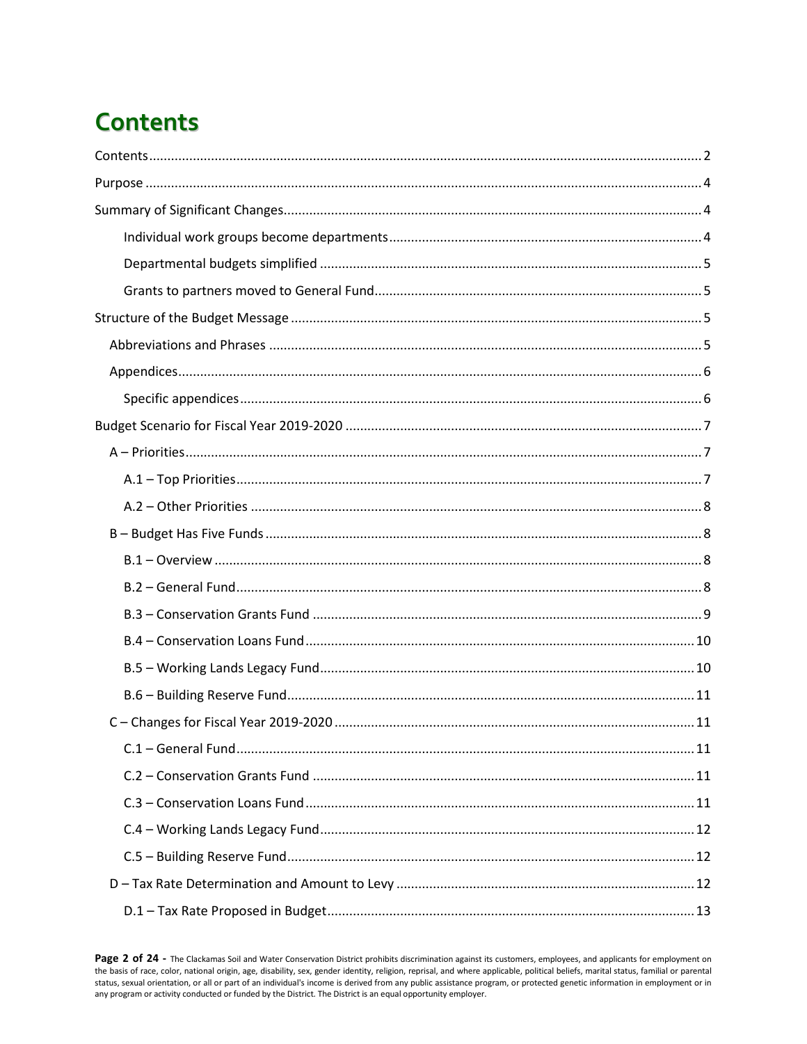# Contents

Contents ..... 2

Purpose ..... 4

Summary of Significant Changes ..... 4

- Individual work groups become departments ..... 4
- Departmental budgets simplified ..... 5
- Grants to partners moved to General Fund ..... 5

Structure of the Budget Message ..... 5

- Abbreviations and Phrases ..... 5
- Appendices ..... 6
  - Specific appendices ..... 6

Budget Scenario for Fiscal Year 2019-2020 ..... 7

- A – Priorities ..... 7
  - A.1 – Top Priorities ..... 7
  - A.2 – Other Priorities ..... 8
- B – Budget Has Five Funds ..... 8
  - B.1 – Overview ..... 8
  - B.2 – General Fund ..... 8
  - B.3 – Conservation Grants Fund ..... 9
  - B.4 – Conservation Loans Fund ..... 10
  - B.5 – Working Lands Legacy Fund ..... 10
  - B.6 – Building Reserve Fund ..... 11
- C – Changes for Fiscal Year 2019-2020 ..... 11
  - C.1 – General Fund ..... 11
  - C.2 – Conservation Grants Fund ..... 11
  - C.3 – Conservation Loans Fund ..... 11
  - C.4 – Working Lands Legacy Fund ..... 12
  - C.5 – Building Reserve Fund ..... 12
- D – Tax Rate Determination and Amount to Levy ..... 12
  - D.1 – Tax Rate Proposed in Budget ..... 13

The Clackamas Soil and Water Conservation District prohibits discrimination against its customers, employees, and applicants for employment on the basis of race, color, national origin, age, disability, sex, gender identity, religion, reprisal, and where applicable, political beliefs, marital status, familial or parental status, sexual orientation, or all or part of an individual's income is derived from any public assistance program, or protected genetic information in employment or in any program or activity conducted or funded by the District. The District is an equal opportunity employer.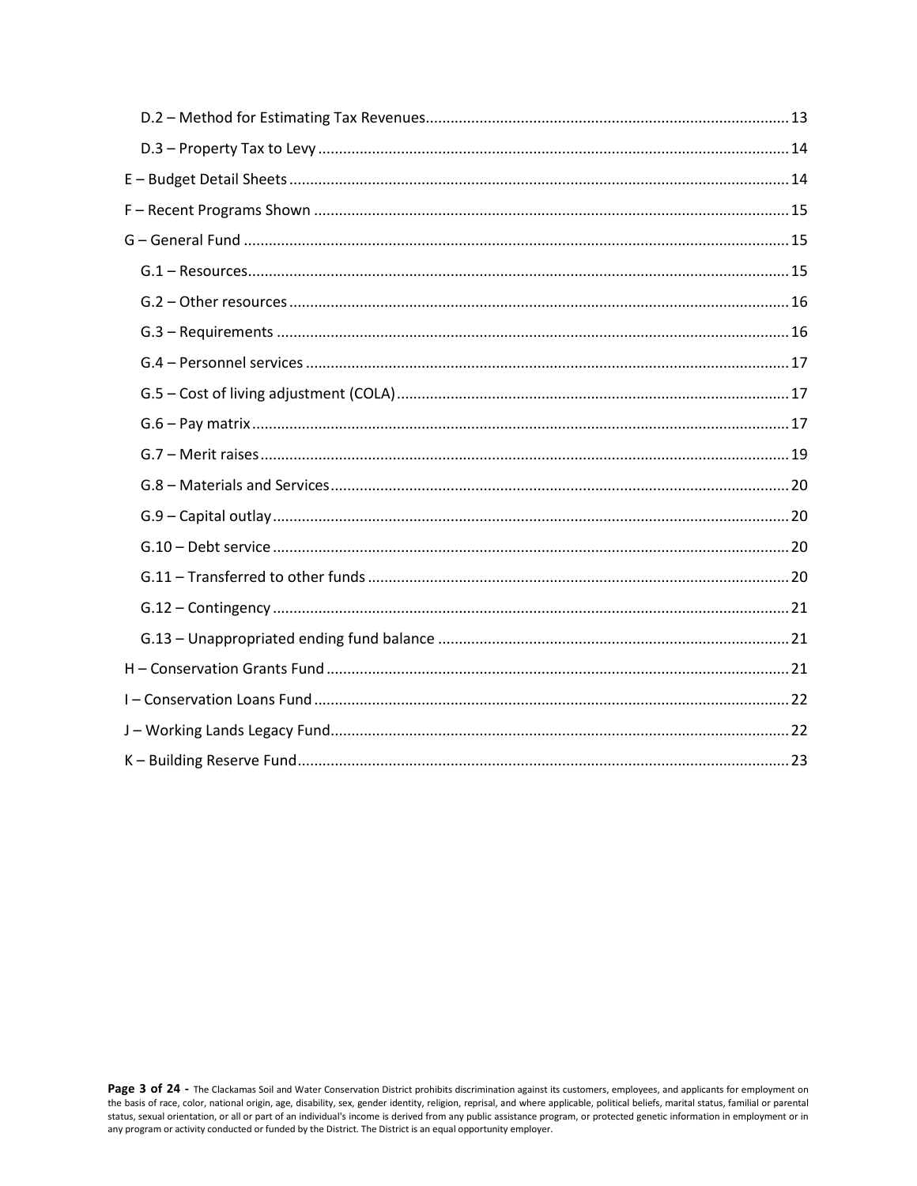- D.2 – Method for Estimating Tax Revenues ..... 13
- D.3 – Property Tax to Levy ..... 14

E – Budget Detail Sheets ..... 14

F – Recent Programs Shown ..... 15

G – General Fund ..... 15

- G.1 – Resources ..... 15
- G.2 – Other resources ..... 16
- G.3 – Requirements ..... 16
- G.4 – Personnel services ..... 17
- G.5 – Cost of living adjustment (COLA) ..... 17
- G.6 – Pay matrix ..... 17
- G.7 – Merit raises ..... 19
- G.8 – Materials and Services ..... 20
- G.9 – Capital outlay ..... 20
- G.10 – Debt service ..... 20
- G.11 – Transferred to other funds ..... 20
- G.12 – Contingency ..... 21
- G.13 – Unappropriated ending fund balance ..... 21

H – Conservation Grants Fund ..... 21

I – Conservation Loans Fund ..... 22

J – Working Lands Legacy Fund ..... 22

K – Building Reserve Fund ..... 23

The Clackamas Soil and Water Conservation District prohibits discrimination against its customers, employees, and applicants for employment on the basis of race, color, national origin, age, disability, sex, gender identity, religion, reprisal, and where applicable, political beliefs, marital status, familial or parental status, sexual orientation, or all or part of an individual's income is derived from any public assistance program, or protected genetic information in employment or in any program or activity conducted or funded by the District. The District is an equal opportunity employer.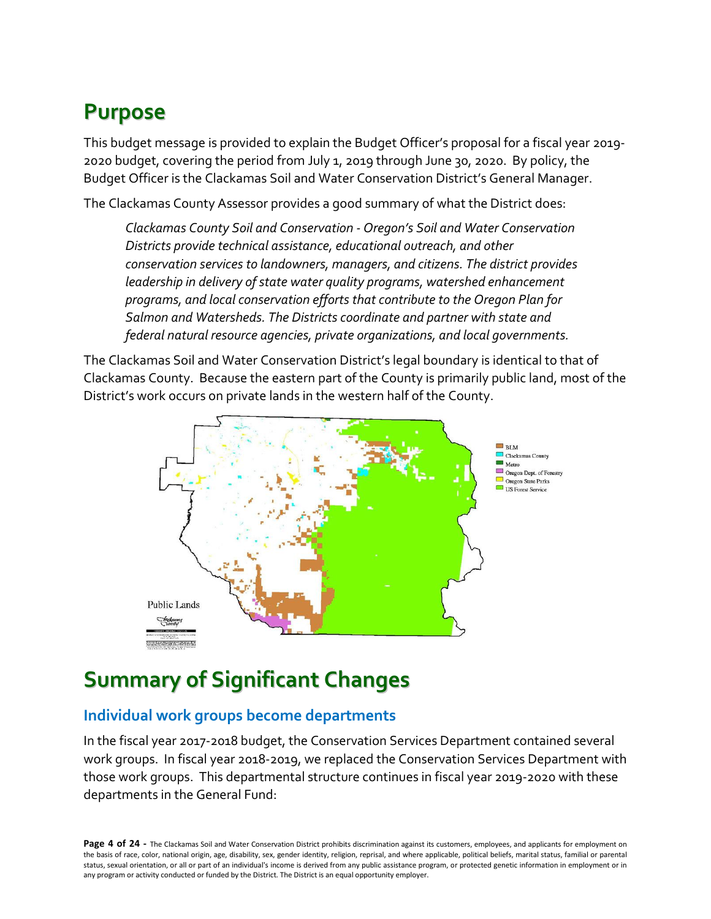# Purpose

This budget message is provided to explain the Budget Officer's proposal for a fiscal year 2019-2020 budget, covering the period from July 1, 2019 through June 30, 2020. By policy, the Budget Officer is the Clackamas Soil and Water Conservation District's General Manager.

The Clackamas County Assessor provides a good summary of what the District does:

> *Clackamas County Soil and Conservation - Oregon's Soil and Water Conservation Districts provide technical assistance, educational outreach, and other conservation services to landowners, managers, and citizens. The district provides leadership in delivery of state water quality programs, watershed enhancement programs, and local conservation efforts that contribute to the Oregon Plan for Salmon and Watersheds. The Districts coordinate and partner with state and federal natural resource agencies, private organizations, and local governments.*

The Clackamas Soil and Water Conservation District's legal boundary is identical to that of Clackamas County. Because the eastern part of the County is primarily public land, most of the District's work occurs on private lands in the western half of the County.

# Summary of Significant Changes

## Individual work groups become departments

In the fiscal year 2017-2018 budget, the Conservation Services Department contained several work groups. In fiscal year 2018-2019, we replaced the Conservation Services Department with those work groups. This departmental structure continues in fiscal year 2019-2020 with these departments in the General Fund: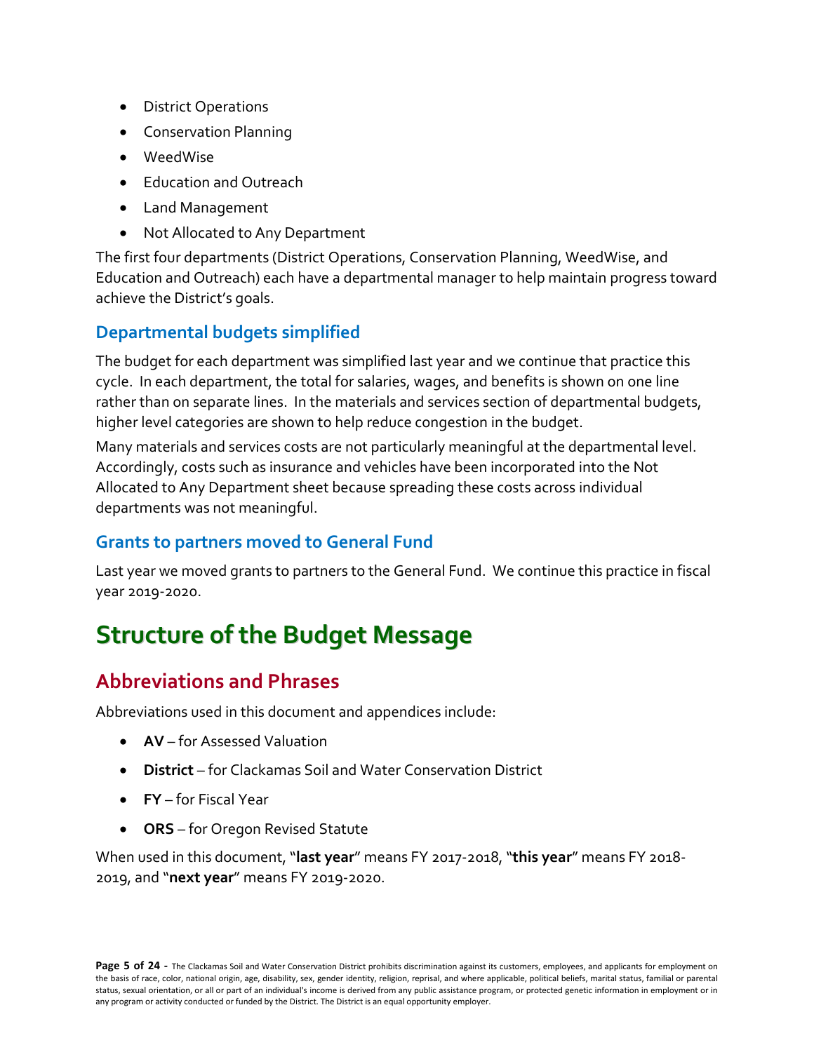- District Operations
- Conservation Planning
- WeedWise
- Education and Outreach
- Land Management
- Not Allocated to Any Department

The first four departments (District Operations, Conservation Planning, WeedWise, and Education and Outreach) each have a departmental manager to help maintain progress toward achieve the District's goals.

### Departmental budgets simplified

The budget for each department was simplified last year and we continue that practice this cycle. In each department, the total for salaries, wages, and benefits is shown on one line rather than on separate lines. In the materials and services section of departmental budgets, higher level categories are shown to help reduce congestion in the budget.

Many materials and services costs are not particularly meaningful at the departmental level. Accordingly, costs such as insurance and vehicles have been incorporated into the Not Allocated to Any Department sheet because spreading these costs across individual departments was not meaningful.

### Grants to partners moved to General Fund

Last year we moved grants to partners to the General Fund. We continue this practice in fiscal year 2019-2020.

# Structure of the Budget Message

## Abbreviations and Phrases

Abbreviations used in this document and appendices include:

- **AV** – for Assessed Valuation
- **District** – for Clackamas Soil and Water Conservation District
- **FY** – for Fiscal Year
- **ORS** – for Oregon Revised Statute

When used in this document, "**last year**" means FY 2017-2018, "**this year**" means FY 2018-2019, and "**next year**" means FY 2019-2020.

The Clackamas Soil and Water Conservation District prohibits discrimination against its customers, employees, and applicants for employment on the basis of race, color, national origin, age, disability, sex, gender identity, religion, reprisal, and where applicable, political beliefs, marital status, familial or parental status, sexual orientation, or all or part of an individual's income is derived from any public assistance program, or protected genetic information in employment or in any program or activity conducted or funded by the District. The District is an equal opportunity employer.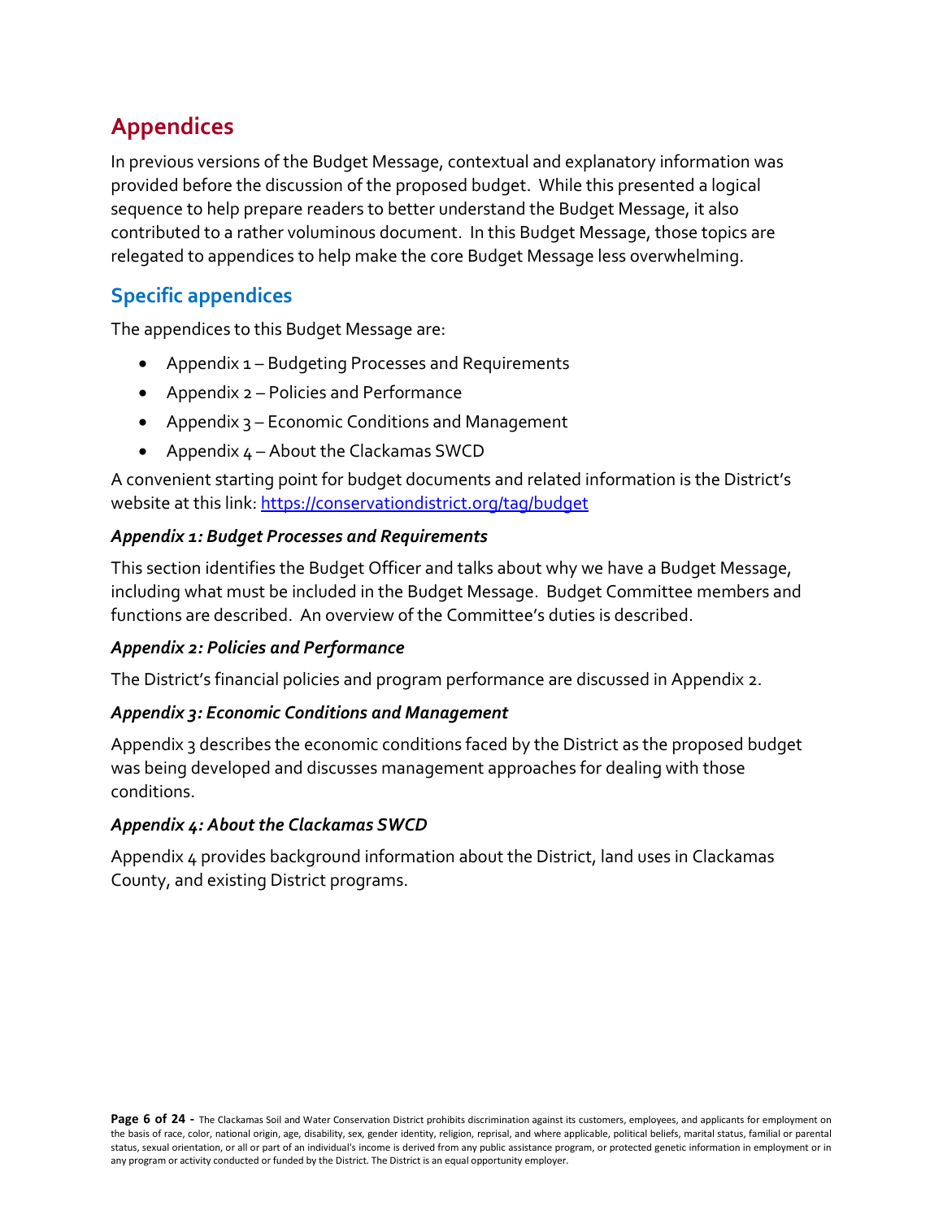# Appendices

In previous versions of the Budget Message, contextual and explanatory information was provided before the discussion of the proposed budget. While this presented a logical sequence to help prepare readers to better understand the Budget Message, it also contributed to a rather voluminous document. In this Budget Message, those topics are relegated to appendices to help make the core Budget Message less overwhelming.

## Specific appendices

The appendices to this Budget Message are:

- Appendix 1 – Budgeting Processes and Requirements
- Appendix 2 – Policies and Performance
- Appendix 3 – Economic Conditions and Management
- Appendix 4 – About the Clackamas SWCD

A convenient starting point for budget documents and related information is the District's website at this link: [https://conservationdistrict.org/tag/budget](https://conservationdistrict.org/tag/budget)

### *Appendix 1: Budget Processes and Requirements*

This section identifies the Budget Officer and talks about why we have a Budget Message, including what must be included in the Budget Message. Budget Committee members and functions are described. An overview of the Committee's duties is described.

### *Appendix 2: Policies and Performance*

The District's financial policies and program performance are discussed in Appendix 2.

### *Appendix 3: Economic Conditions and Management*

Appendix 3 describes the economic conditions faced by the District as the proposed budget was being developed and discusses management approaches for dealing with those conditions.

### *Appendix 4: About the Clackamas SWCD*

Appendix 4 provides background information about the District, land uses in Clackamas County, and existing District programs.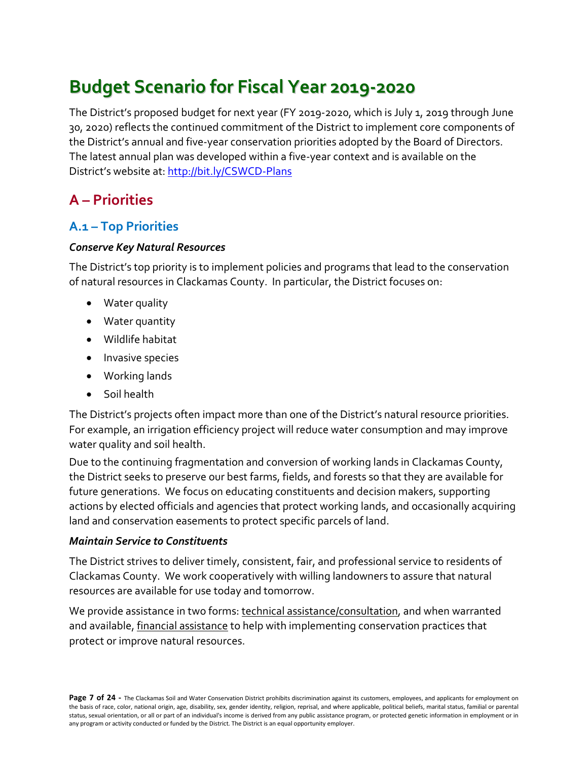# Budget Scenario for Fiscal Year 2019-2020

The District's proposed budget for next year (FY 2019-2020, which is July 1, 2019 through June 30, 2020) reflects the continued commitment of the District to implement core components of the District's annual and five-year conservation priorities adopted by the Board of Directors. The latest annual plan was developed within a five-year context and is available on the District's website at: [http://bit.ly/CSWCD-Plans](http://bit.ly/CSWCD-Plans)

## A – Priorities

### A.1 – Top Priorities

***Conserve Key Natural Resources***

The District's top priority is to implement policies and programs that lead to the conservation of natural resources in Clackamas County. In particular, the District focuses on:

- Water quality
- Water quantity
- Wildlife habitat
- Invasive species
- Working lands
- Soil health

The District's projects often impact more than one of the District's natural resource priorities. For example, an irrigation efficiency project will reduce water consumption and may improve water quality and soil health.

Due to the continuing fragmentation and conversion of working lands in Clackamas County, the District seeks to preserve our best farms, fields, and forests so that they are available for future generations. We focus on educating constituents and decision makers, supporting actions by elected officials and agencies that protect working lands, and occasionally acquiring land and conservation easements to protect specific parcels of land.

***Maintain Service to Constituents***

The District strives to deliver timely, consistent, fair, and professional service to residents of Clackamas County. We work cooperatively with willing landowners to assure that natural resources are available for use today and tomorrow.

We provide assistance in two forms: technical assistance/consultation, and when warranted and available, financial assistance to help with implementing conservation practices that protect or improve natural resources.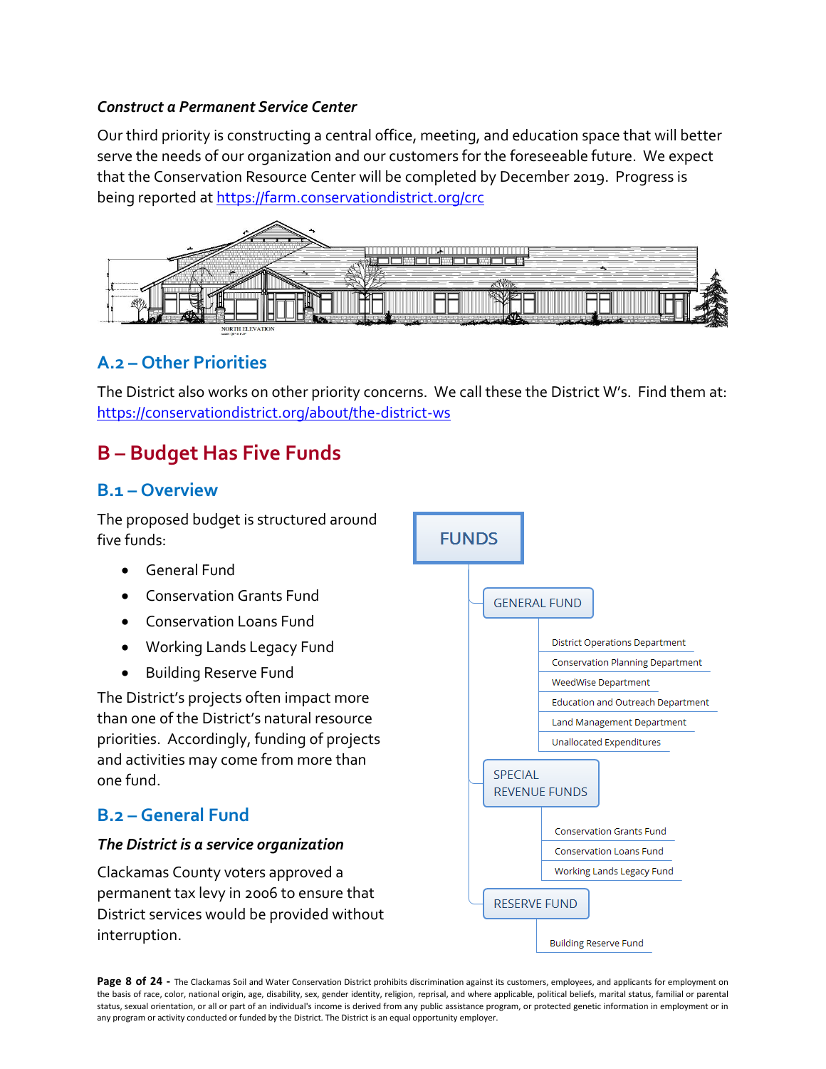*Construct a Permanent Service Center*

Our third priority is constructing a central office, meeting, and education space that will better serve the needs of our organization and our customers for the foreseeable future. We expect that the Conservation Resource Center will be completed by December 2019. Progress is being reported at https://farm.conservationdistrict.org/crc

## A.2 – Other Priorities

The District also works on other priority concerns. We call these the District W's. Find them at: https://conservationdistrict.org/about/the-district-ws

# B – Budget Has Five Funds

## B.1 – Overview

The proposed budget is structured around five funds:

- General Fund
- Conservation Grants Fund
- Conservation Loans Fund
- Working Lands Legacy Fund
- Building Reserve Fund

The District's projects often impact more than one of the District's natural resource priorities. Accordingly, funding of projects and activities may come from more than one fund.

FUNDS

- GENERAL FUND
  - District Operations Department
  - Conservation Planning Department
  - WeedWise Department
  - Education and Outreach Department
  - Land Management Department
  - Unallocated Expenditures
- SPECIAL REVENUE FUNDS
  - Conservation Grants Fund
  - Conservation Loans Fund
  - Working Lands Legacy Fund
- RESERVE FUND
  - Building Reserve Fund

## B.2 – General Fund

***The District is a service organization***

Clackamas County voters approved a permanent tax levy in 2006 to ensure that District services would be provided without interruption.

The Clackamas Soil and Water Conservation District prohibits discrimination against its customers, employees, and applicants for employment on the basis of race, color, national origin, age, disability, sex, gender identity, religion, reprisal, and where applicable, political beliefs, marital status, familial or parental status, sexual orientation, or all or part of an individual's income is derived from any public assistance program, or protected genetic information in employment or in any program or activity conducted or funded by the District. The District is an equal opportunity employer.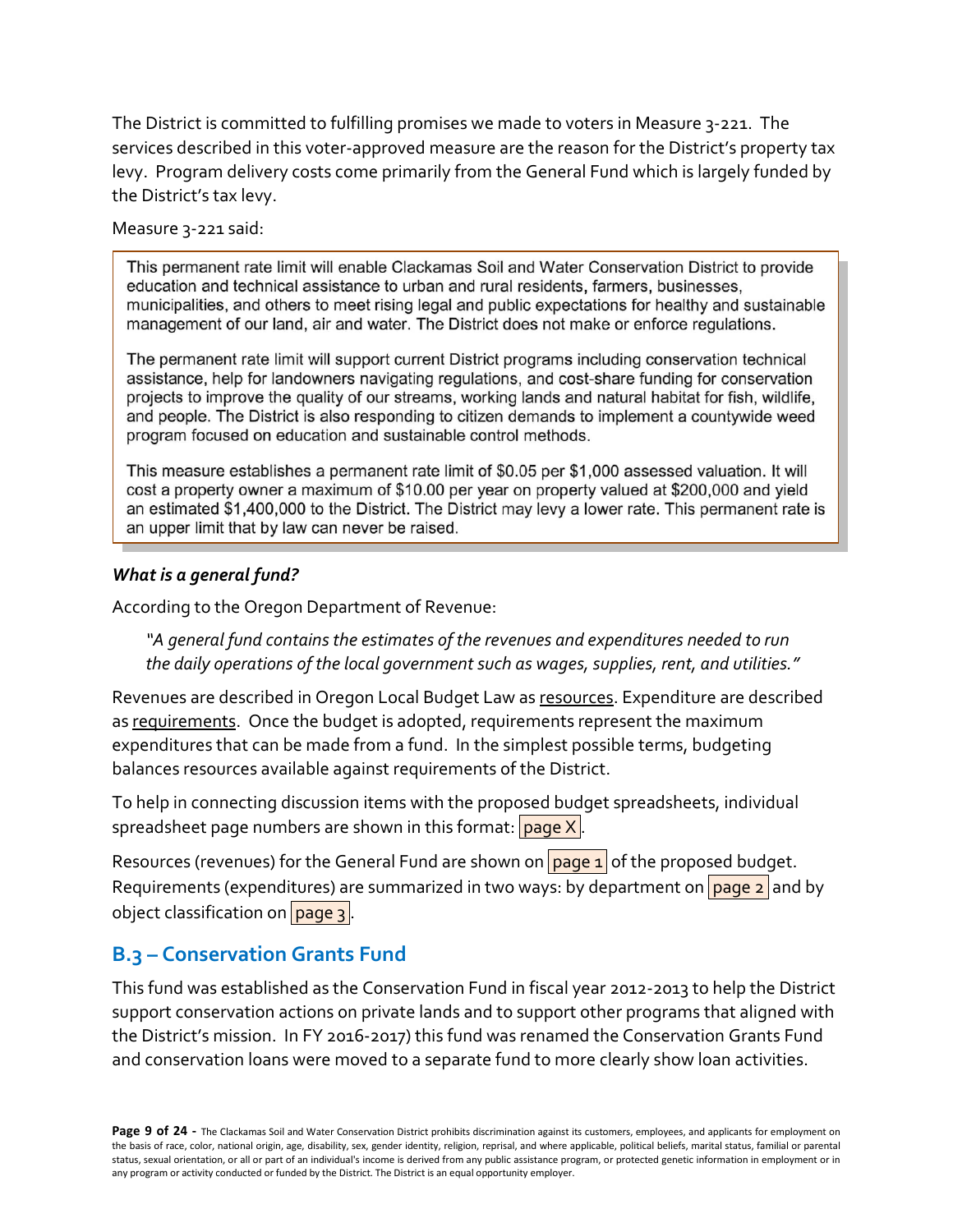The District is committed to fulfilling promises we made to voters in Measure 3-221. The services described in this voter-approved measure are the reason for the District's property tax levy. Program delivery costs come primarily from the General Fund which is largely funded by the District's tax levy.

Measure 3-221 said:

> This permanent rate limit will enable Clackamas Soil and Water Conservation District to provide education and technical assistance to urban and rural residents, farmers, businesses, municipalities, and others to meet rising legal and public expectations for healthy and sustainable management of our land, air and water. The District does not make or enforce regulations.
>
> The permanent rate limit will support current District programs including conservation technical assistance, help for landowners navigating regulations, and cost-share funding for conservation projects to improve the quality of our streams, working lands and natural habitat for fish, wildlife, and people. The District is also responding to citizen demands to implement a countywide weed program focused on education and sustainable control methods.
>
> This measure establishes a permanent rate limit of $0.05 per $1,000 assessed valuation. It will cost a property owner a maximum of $10.00 per year on property valued at $200,000 and yield an estimated $1,400,000 to the District. The District may levy a lower rate. This permanent rate is an upper limit that by law can never be raised.

***What is a general fund?***

According to the Oregon Department of Revenue:

> *"A general fund contains the estimates of the revenues and expenditures needed to run the daily operations of the local government such as wages, supplies, rent, and utilities."*

Revenues are described in Oregon Local Budget Law as <u>resources</u>. Expenditure are described as <u>requirements</u>. Once the budget is adopted, requirements represent the maximum expenditures that can be made from a fund. In the simplest possible terms, budgeting balances resources available against requirements of the District.

To help in connecting discussion items with the proposed budget spreadsheets, individual spreadsheet page numbers are shown in this format: page X.

Resources (revenues) for the General Fund are shown on page 1 of the proposed budget. Requirements (expenditures) are summarized in two ways: by department on page 2 and by object classification on page 3.

## B.3 – Conservation Grants Fund

This fund was established as the Conservation Fund in fiscal year 2012-2013 to help the District support conservation actions on private lands and to support other programs that aligned with the District's mission. In FY 2016-2017) this fund was renamed the Conservation Grants Fund and conservation loans were moved to a separate fund to more clearly show loan activities.

The Clackamas Soil and Water Conservation District prohibits discrimination against its customers, employees, and applicants for employment on the basis of race, color, national origin, age, disability, sex, gender identity, religion, reprisal, and where applicable, political beliefs, marital status, familial or parental status, sexual orientation, or all or part of an individual's income is derived from any public assistance program, or protected genetic information in employment or in any program or activity conducted or funded by the District. The District is an equal opportunity employer.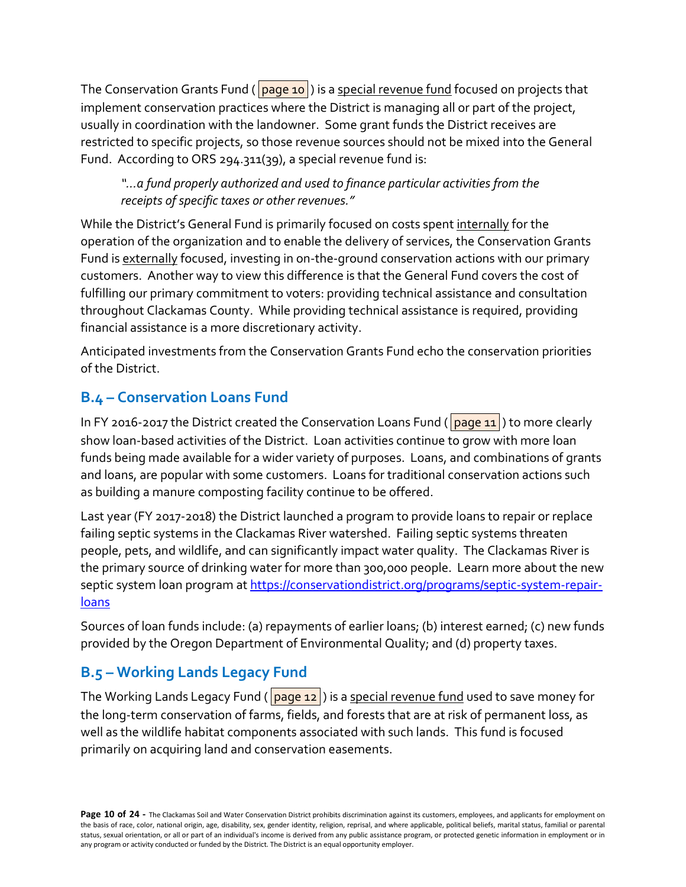The Conservation Grants Fund ( page 10 ) is a special revenue fund focused on projects that implement conservation practices where the District is managing all or part of the project, usually in coordination with the landowner. Some grant funds the District receives are restricted to specific projects, so those revenue sources should not be mixed into the General Fund. According to ORS 294.311(39), a special revenue fund is:

> *"…a fund properly authorized and used to finance particular activities from the receipts of specific taxes or other revenues."*

While the District's General Fund is primarily focused on costs spent internally for the operation of the organization and to enable the delivery of services, the Conservation Grants Fund is externally focused, investing in on-the-ground conservation actions with our primary customers. Another way to view this difference is that the General Fund covers the cost of fulfilling our primary commitment to voters: providing technical assistance and consultation throughout Clackamas County. While providing technical assistance is required, providing financial assistance is a more discretionary activity.

Anticipated investments from the Conservation Grants Fund echo the conservation priorities of the District.

## B.4 – Conservation Loans Fund

In FY 2016-2017 the District created the Conservation Loans Fund ( page 11 ) to more clearly show loan-based activities of the District. Loan activities continue to grow with more loan funds being made available for a wider variety of purposes. Loans, and combinations of grants and loans, are popular with some customers. Loans for traditional conservation actions such as building a manure composting facility continue to be offered.

Last year (FY 2017-2018) the District launched a program to provide loans to repair or replace failing septic systems in the Clackamas River watershed. Failing septic systems threaten people, pets, and wildlife, and can significantly impact water quality. The Clackamas River is the primary source of drinking water for more than 300,000 people. Learn more about the new septic system loan program at https://conservationdistrict.org/programs/septic-system-repair-loans

Sources of loan funds include: (a) repayments of earlier loans; (b) interest earned; (c) new funds provided by the Oregon Department of Environmental Quality; and (d) property taxes.

## B.5 – Working Lands Legacy Fund

The Working Lands Legacy Fund ( page 12 ) is a special revenue fund used to save money for the long-term conservation of farms, fields, and forests that are at risk of permanent loss, as well as the wildlife habitat components associated with such lands. This fund is focused primarily on acquiring land and conservation easements.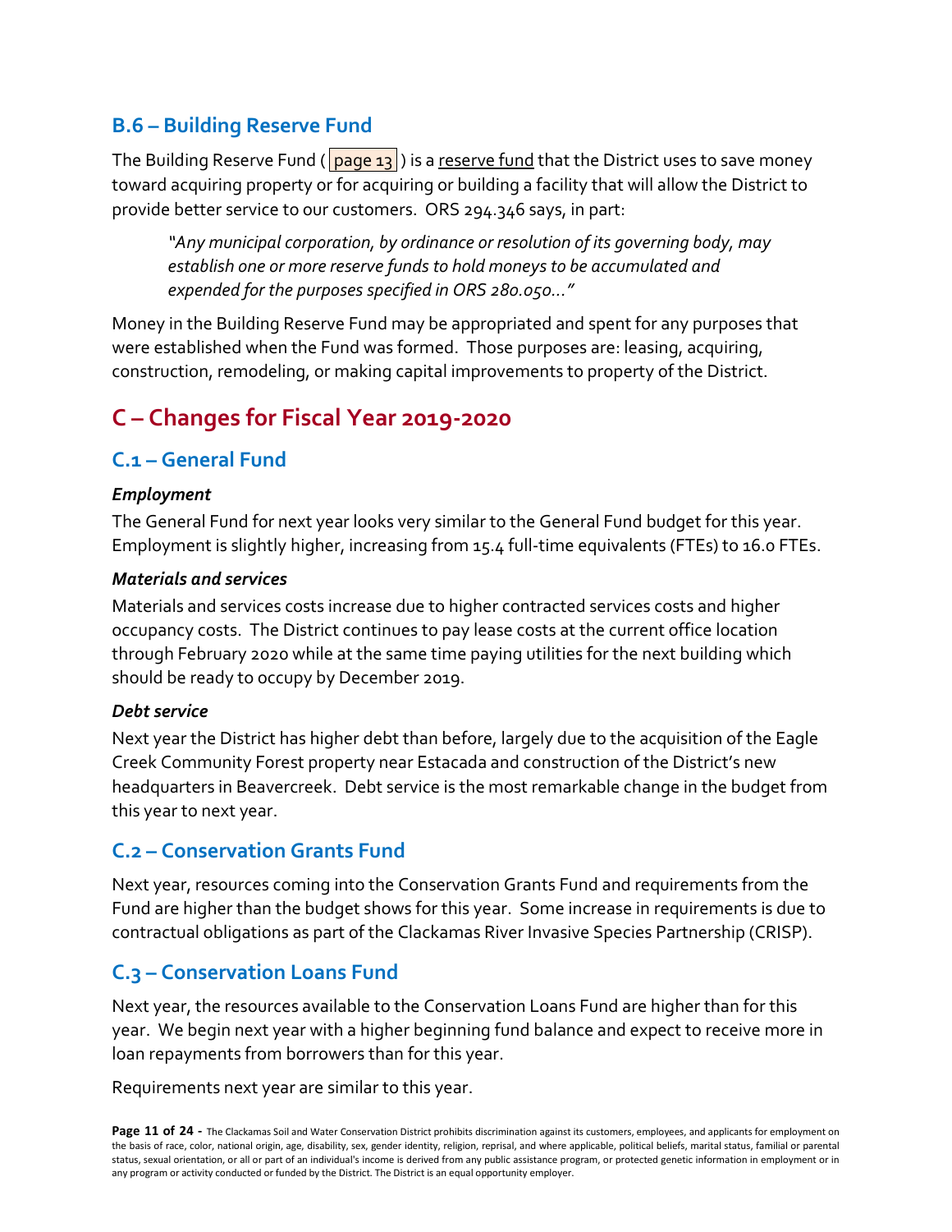### B.6 – Building Reserve Fund

The Building Reserve Fund ( page 13 ) is a reserve fund that the District uses to save money toward acquiring property or for acquiring or building a facility that will allow the District to provide better service to our customers. ORS 294.346 says, in part:

> *"Any municipal corporation, by ordinance or resolution of its governing body, may establish one or more reserve funds to hold moneys to be accumulated and expended for the purposes specified in ORS 280.050…"*

Money in the Building Reserve Fund may be appropriated and spent for any purposes that were established when the Fund was formed. Those purposes are: leasing, acquiring, construction, remodeling, or making capital improvements to property of the District.

## C – Changes for Fiscal Year 2019-2020

### C.1 – General Fund

#### *Employment*

The General Fund for next year looks very similar to the General Fund budget for this year. Employment is slightly higher, increasing from 15.4 full-time equivalents (FTEs) to 16.0 FTEs.

#### *Materials and services*

Materials and services costs increase due to higher contracted services costs and higher occupancy costs. The District continues to pay lease costs at the current office location through February 2020 while at the same time paying utilities for the next building which should be ready to occupy by December 2019.

#### *Debt service*

Next year the District has higher debt than before, largely due to the acquisition of the Eagle Creek Community Forest property near Estacada and construction of the District's new headquarters in Beavercreek. Debt service is the most remarkable change in the budget from this year to next year.

### C.2 – Conservation Grants Fund

Next year, resources coming into the Conservation Grants Fund and requirements from the Fund are higher than the budget shows for this year. Some increase in requirements is due to contractual obligations as part of the Clackamas River Invasive Species Partnership (CRISP).

### C.3 – Conservation Loans Fund

Next year, the resources available to the Conservation Loans Fund are higher than for this year. We begin next year with a higher beginning fund balance and expect to receive more in loan repayments from borrowers than for this year.

Requirements next year are similar to this year.

The Clackamas Soil and Water Conservation District prohibits discrimination against its customers, employees, and applicants for employment on the basis of race, color, national origin, age, disability, sex, gender identity, religion, reprisal, and where applicable, political beliefs, marital status, familial or parental status, sexual orientation, or all or part of an individual's income is derived from any public assistance program, or protected genetic information in employment or in any program or activity conducted or funded by the District. The District is an equal opportunity employer.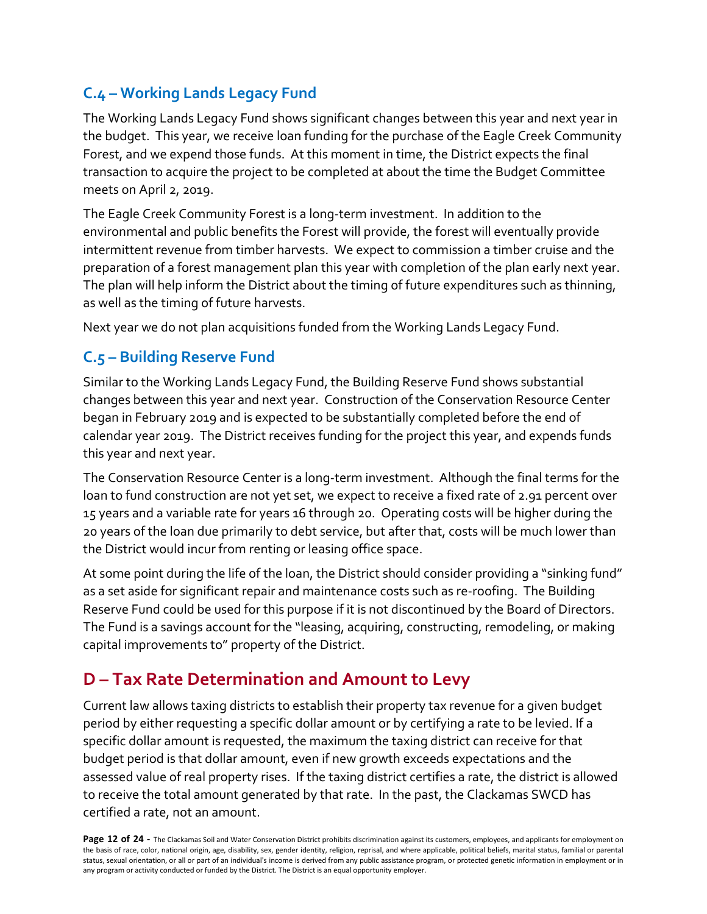### C.4 – Working Lands Legacy Fund

The Working Lands Legacy Fund shows significant changes between this year and next year in the budget. This year, we receive loan funding for the purchase of the Eagle Creek Community Forest, and we expend those funds. At this moment in time, the District expects the final transaction to acquire the project to be completed at about the time the Budget Committee meets on April 2, 2019.

The Eagle Creek Community Forest is a long-term investment. In addition to the environmental and public benefits the Forest will provide, the forest will eventually provide intermittent revenue from timber harvests. We expect to commission a timber cruise and the preparation of a forest management plan this year with completion of the plan early next year. The plan will help inform the District about the timing of future expenditures such as thinning, as well as the timing of future harvests.

Next year we do not plan acquisitions funded from the Working Lands Legacy Fund.

### C.5 – Building Reserve Fund

Similar to the Working Lands Legacy Fund, the Building Reserve Fund shows substantial changes between this year and next year. Construction of the Conservation Resource Center began in February 2019 and is expected to be substantially completed before the end of calendar year 2019. The District receives funding for the project this year, and expends funds this year and next year.

The Conservation Resource Center is a long-term investment. Although the final terms for the loan to fund construction are not yet set, we expect to receive a fixed rate of 2.91 percent over 15 years and a variable rate for years 16 through 20. Operating costs will be higher during the 20 years of the loan due primarily to debt service, but after that, costs will be much lower than the District would incur from renting or leasing office space.

At some point during the life of the loan, the District should consider providing a "sinking fund" as a set aside for significant repair and maintenance costs such as re-roofing. The Building Reserve Fund could be used for this purpose if it is not discontinued by the Board of Directors. The Fund is a savings account for the "leasing, acquiring, constructing, remodeling, or making capital improvements to" property of the District.

## D – Tax Rate Determination and Amount to Levy

Current law allows taxing districts to establish their property tax revenue for a given budget period by either requesting a specific dollar amount or by certifying a rate to be levied. If a specific dollar amount is requested, the maximum the taxing district can receive for that budget period is that dollar amount, even if new growth exceeds expectations and the assessed value of real property rises. If the taxing district certifies a rate, the district is allowed to receive the total amount generated by that rate. In the past, the Clackamas SWCD has certified a rate, not an amount.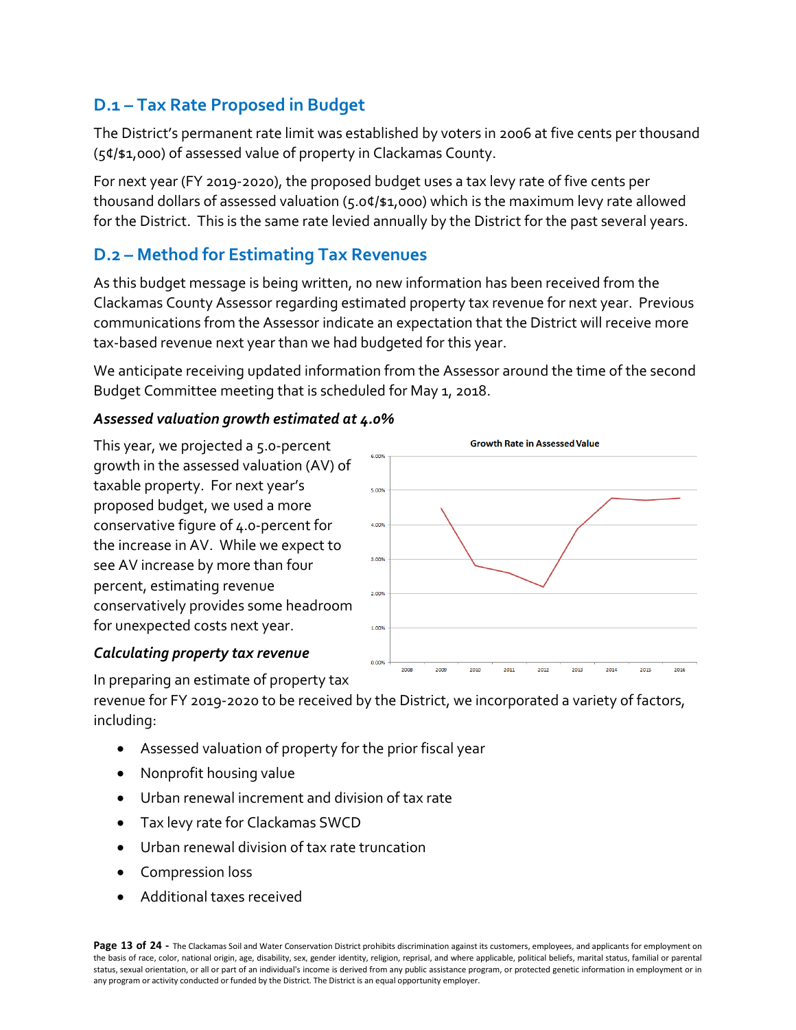## D.1 – Tax Rate Proposed in Budget

The District's permanent rate limit was established by voters in 2006 at five cents per thousand (5¢/$1,000) of assessed value of property in Clackamas County.

For next year (FY 2019-2020), the proposed budget uses a tax levy rate of five cents per thousand dollars of assessed valuation (5.0¢/$1,000) which is the maximum levy rate allowed for the District. This is the same rate levied annually by the District for the past several years.

## D.2 – Method for Estimating Tax Revenues

As this budget message is being written, no new information has been received from the Clackamas County Assessor regarding estimated property tax revenue for next year. Previous communications from the Assessor indicate an expectation that the District will receive more tax-based revenue next year than we had budgeted for this year.

We anticipate receiving updated information from the Assessor around the time of the second Budget Committee meeting that is scheduled for May 1, 2018.

### *Assessed valuation growth estimated at 4.0%*

This year, we projected a 5.0-percent growth in the assessed valuation (AV) of taxable property. For next year's proposed budget, we used a more conservative figure of 4.0-percent for the increase in AV. While we expect to see AV increase by more than four percent, estimating revenue conservatively provides some headroom for unexpected costs next year.

### *Calculating property tax revenue*

In preparing an estimate of property tax revenue for FY 2019-2020 to be received by the District, we incorporated a variety of factors, including:

- Assessed valuation of property for the prior fiscal year
- Nonprofit housing value
- Urban renewal increment and division of tax rate
- Tax levy rate for Clackamas SWCD
- Urban renewal division of tax rate truncation
- Compression loss
- Additional taxes received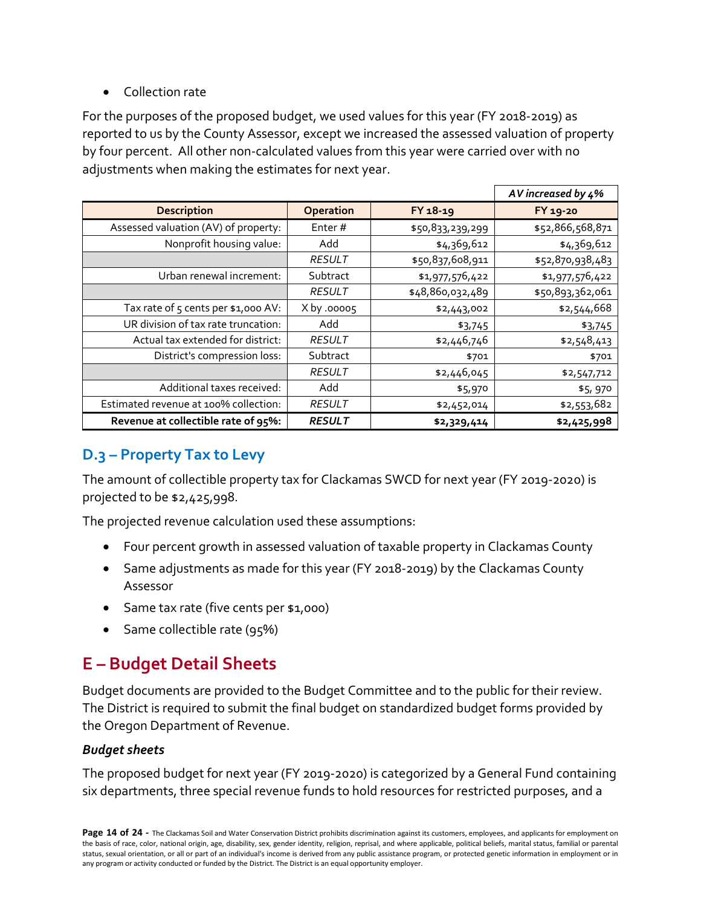- Collection rate

For the purposes of the proposed budget, we used values for this year (FY 2018-2019) as reported to us by the County Assessor, except we increased the assessed valuation of property by four percent. All other non-calculated values from this year were carried over with no adjustments when making the estimates for next year.

| | | | *AV increased by 4%* |
|---|---|---|---|
| **Description** | **Operation** | **FY 18-19** | **FY 19-20** |
| Assessed valuation (AV) of property: | Enter # | $50,833,239,299 | $52,866,568,871 |
| Nonprofit housing value: | Add | $4,369,612 | $4,369,612 |
| | *RESULT* | $50,837,608,911 | $52,870,938,483 |
| Urban renewal increment: | Subtract | $1,977,576,422 | $1,977,576,422 |
| | *RESULT* | $48,860,032,489 | $50,893,362,061 |
| Tax rate of 5 cents per $1,000 AV: | X by .00005 | $2,443,002 | $2,544,668 |
| UR division of tax rate truncation: | Add | $3,745 | $3,745 |
| Actual tax extended for district: | *RESULT* | $2,446,746 | $2,548,413 |
| District's compression loss: | Subtract | $701 | $701 |
| | *RESULT* | $2,446,045 | $2,547,712 |
| Additional taxes received: | Add | $5,970 | $5, 970 |
| Estimated revenue at 100% collection: | *RESULT* | $2,452,014 | $2,553,682 |
| **Revenue at collectible rate of 95%:** | ***RESULT*** | **$2,329,414** | **$2,425,998** |

### D.3 – Property Tax to Levy

The amount of collectible property tax for Clackamas SWCD for next year (FY 2019-2020) is projected to be $2,425,998.

The projected revenue calculation used these assumptions:

- Four percent growth in assessed valuation of taxable property in Clackamas County
- Same adjustments as made for this year (FY 2018-2019) by the Clackamas County Assessor
- Same tax rate (five cents per $1,000)
- Same collectible rate (95%)

## E – Budget Detail Sheets

Budget documents are provided to the Budget Committee and to the public for their review. The District is required to submit the final budget on standardized budget forms provided by the Oregon Department of Revenue.

#### *Budget sheets*

The proposed budget for next year (FY 2019-2020) is categorized by a General Fund containing six departments, three special revenue funds to hold resources for restricted purposes, and a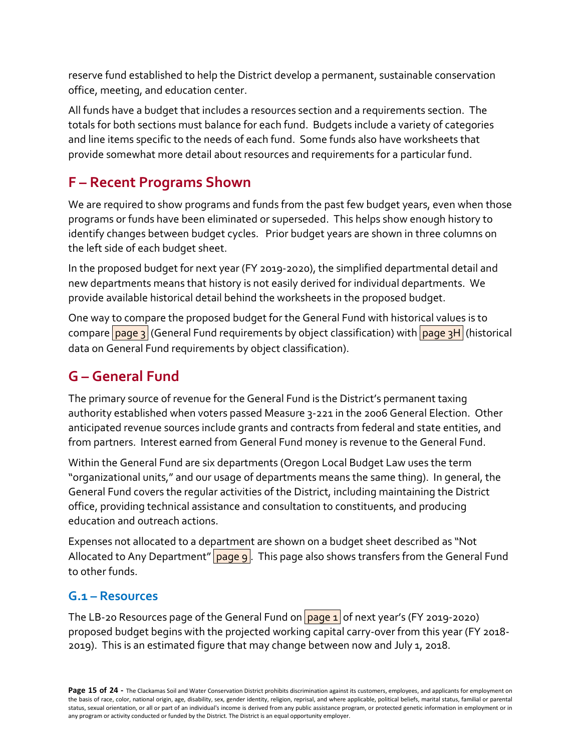reserve fund established to help the District develop a permanent, sustainable conservation office, meeting, and education center.

All funds have a budget that includes a resources section and a requirements section. The totals for both sections must balance for each fund. Budgets include a variety of categories and line items specific to the needs of each fund. Some funds also have worksheets that provide somewhat more detail about resources and requirements for a particular fund.

## F – Recent Programs Shown

We are required to show programs and funds from the past few budget years, even when those programs or funds have been eliminated or superseded. This helps show enough history to identify changes between budget cycles. Prior budget years are shown in three columns on the left side of each budget sheet.

In the proposed budget for next year (FY 2019-2020), the simplified departmental detail and new departments means that history is not easily derived for individual departments. We provide available historical detail behind the worksheets in the proposed budget.

One way to compare the proposed budget for the General Fund with historical values is to compare page 3 (General Fund requirements by object classification) with page 3H (historical data on General Fund requirements by object classification).

## G – General Fund

The primary source of revenue for the General Fund is the District's permanent taxing authority established when voters passed Measure 3-221 in the 2006 General Election. Other anticipated revenue sources include grants and contracts from federal and state entities, and from partners. Interest earned from General Fund money is revenue to the General Fund.

Within the General Fund are six departments (Oregon Local Budget Law uses the term "organizational units," and our usage of departments means the same thing). In general, the General Fund covers the regular activities of the District, including maintaining the District office, providing technical assistance and consultation to constituents, and producing education and outreach actions.

Expenses not allocated to a department are shown on a budget sheet described as "Not Allocated to Any Department" page 9. This page also shows transfers from the General Fund to other funds.

### G.1 – Resources

The LB-20 Resources page of the General Fund on page 1 of next year's (FY 2019-2020) proposed budget begins with the projected working capital carry-over from this year (FY 2018-2019). This is an estimated figure that may change between now and July 1, 2018.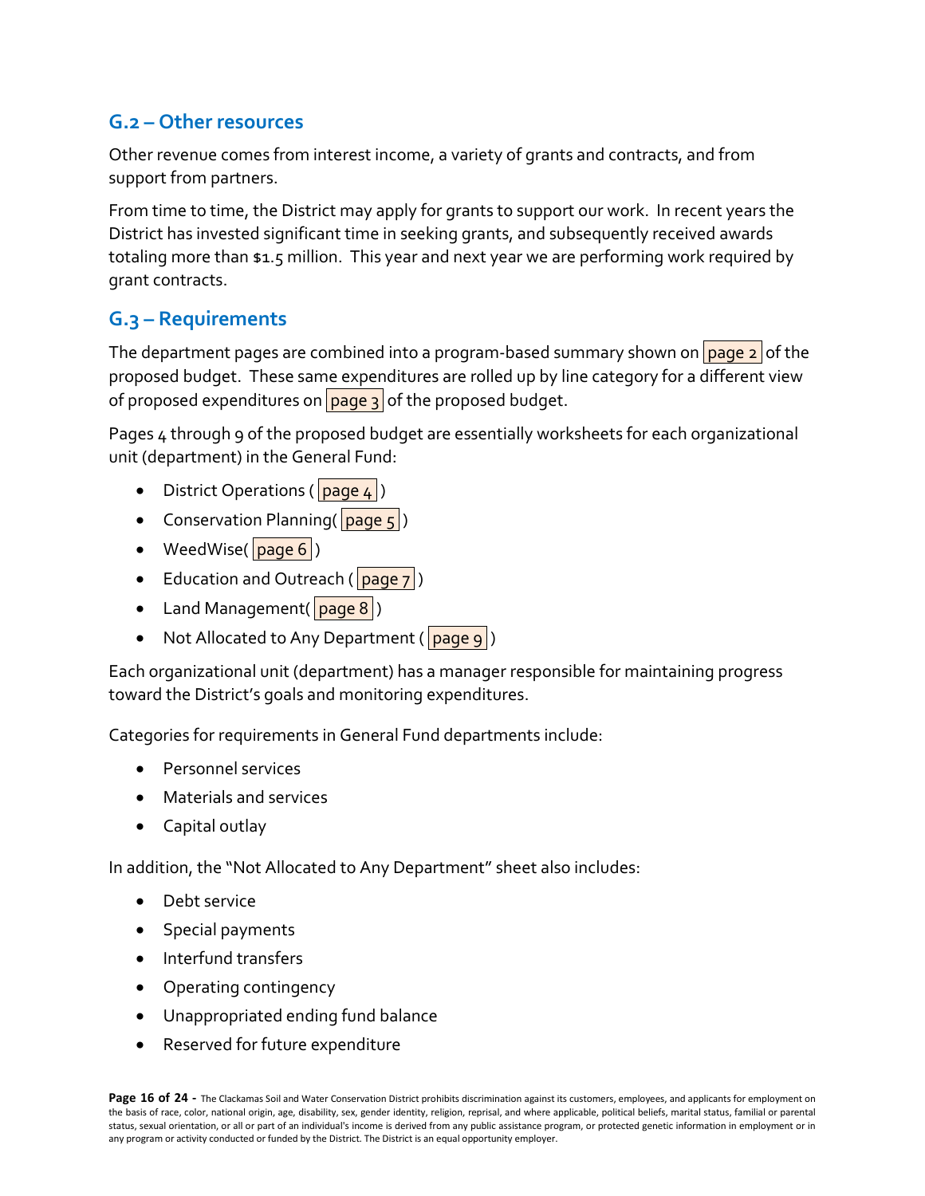## G.2 – Other resources

Other revenue comes from interest income, a variety of grants and contracts, and from support from partners.

From time to time, the District may apply for grants to support our work. In recent years the District has invested significant time in seeking grants, and subsequently received awards totaling more than $1.5 million. This year and next year we are performing work required by grant contracts.

## G.3 – Requirements

The department pages are combined into a program-based summary shown on page 2 of the proposed budget. These same expenditures are rolled up by line category for a different view of proposed expenditures on page 3 of the proposed budget.

Pages 4 through 9 of the proposed budget are essentially worksheets for each organizational unit (department) in the General Fund:

- District Operations ( page 4 )
- Conservation Planning( page 5 )
- WeedWise( page 6 )
- Education and Outreach ( page 7 )
- Land Management( page 8 )
- Not Allocated to Any Department ( page 9 )

Each organizational unit (department) has a manager responsible for maintaining progress toward the District's goals and monitoring expenditures.

Categories for requirements in General Fund departments include:

- Personnel services
- Materials and services
- Capital outlay

In addition, the "Not Allocated to Any Department" sheet also includes:

- Debt service
- Special payments
- Interfund transfers
- Operating contingency
- Unappropriated ending fund balance
- Reserved for future expenditure

The Clackamas Soil and Water Conservation District prohibits discrimination against its customers, employees, and applicants for employment on the basis of race, color, national origin, age, disability, sex, gender identity, religion, reprisal, and where applicable, political beliefs, marital status, familial or parental status, sexual orientation, or all or part of an individual's income is derived from any public assistance program, or protected genetic information in employment or in any program or activity conducted or funded by the District. The District is an equal opportunity employer.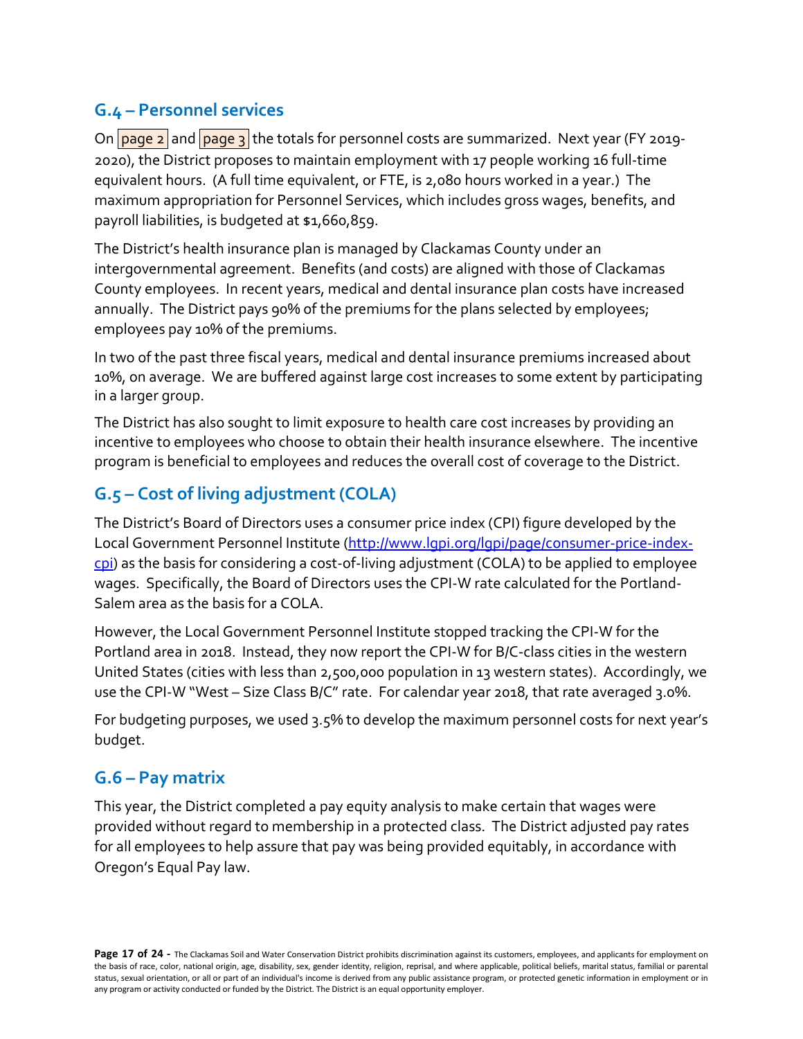## G.4 – Personnel services

On page 2 and page 3 the totals for personnel costs are summarized. Next year (FY 2019-2020), the District proposes to maintain employment with 17 people working 16 full-time equivalent hours. (A full time equivalent, or FTE, is 2,080 hours worked in a year.) The maximum appropriation for Personnel Services, which includes gross wages, benefits, and payroll liabilities, is budgeted at $1,660,859.

The District's health insurance plan is managed by Clackamas County under an intergovernmental agreement. Benefits (and costs) are aligned with those of Clackamas County employees. In recent years, medical and dental insurance plan costs have increased annually. The District pays 90% of the premiums for the plans selected by employees; employees pay 10% of the premiums.

In two of the past three fiscal years, medical and dental insurance premiums increased about 10%, on average. We are buffered against large cost increases to some extent by participating in a larger group.

The District has also sought to limit exposure to health care cost increases by providing an incentive to employees who choose to obtain their health insurance elsewhere. The incentive program is beneficial to employees and reduces the overall cost of coverage to the District.

## G.5 – Cost of living adjustment (COLA)

The District's Board of Directors uses a consumer price index (CPI) figure developed by the Local Government Personnel Institute (http://www.lgpi.org/lgpi/page/consumer-price-index-cpi) as the basis for considering a cost-of-living adjustment (COLA) to be applied to employee wages. Specifically, the Board of Directors uses the CPI-W rate calculated for the Portland-Salem area as the basis for a COLA.

However, the Local Government Personnel Institute stopped tracking the CPI-W for the Portland area in 2018. Instead, they now report the CPI-W for B/C-class cities in the western United States (cities with less than 2,500,000 population in 13 western states). Accordingly, we use the CPI-W "West – Size Class B/C" rate. For calendar year 2018, that rate averaged 3.0%.

For budgeting purposes, we used 3.5% to develop the maximum personnel costs for next year's budget.

## G.6 – Pay matrix

This year, the District completed a pay equity analysis to make certain that wages were provided without regard to membership in a protected class. The District adjusted pay rates for all employees to help assure that pay was being provided equitably, in accordance with Oregon's Equal Pay law.

The Clackamas Soil and Water Conservation District prohibits discrimination against its customers, employees, and applicants for employment on the basis of race, color, national origin, age, disability, sex, gender identity, religion, reprisal, and where applicable, political beliefs, marital status, familial or parental status, sexual orientation, or all or part of an individual's income is derived from any public assistance program, or protected genetic information in employment or in any program or activity conducted or funded by the District. The District is an equal opportunity employer.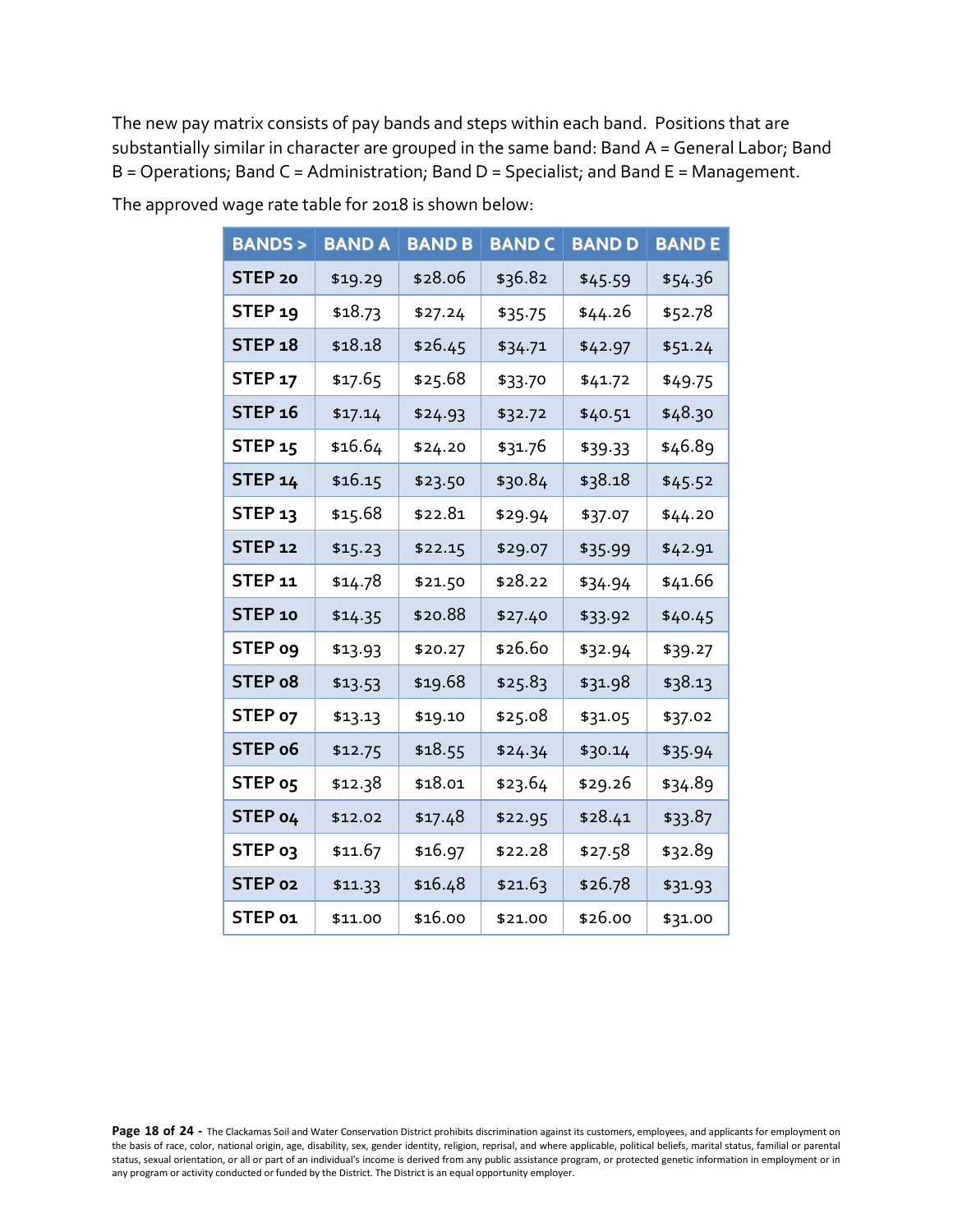The new pay matrix consists of pay bands and steps within each band. Positions that are substantially similar in character are grouped in the same band: Band A = General Labor; Band B = Operations; Band C = Administration; Band D = Specialist; and Band E = Management.

The approved wage rate table for 2018 is shown below:

| BANDS > | BAND A | BAND B | BAND C | BAND D | BAND E |
|---|---|---|---|---|---|
| STEP 20 | $19.29 | $28.06 | $36.82 | $45.59 | $54.36 |
| STEP 19 | $18.73 | $27.24 | $35.75 | $44.26 | $52.78 |
| STEP 18 | $18.18 | $26.45 | $34.71 | $42.97 | $51.24 |
| STEP 17 | $17.65 | $25.68 | $33.70 | $41.72 | $49.75 |
| STEP 16 | $17.14 | $24.93 | $32.72 | $40.51 | $48.30 |
| STEP 15 | $16.64 | $24.20 | $31.76 | $39.33 | $46.89 |
| STEP 14 | $16.15 | $23.50 | $30.84 | $38.18 | $45.52 |
| STEP 13 | $15.68 | $22.81 | $29.94 | $37.07 | $44.20 |
| STEP 12 | $15.23 | $22.15 | $29.07 | $35.99 | $42.91 |
| STEP 11 | $14.78 | $21.50 | $28.22 | $34.94 | $41.66 |
| STEP 10 | $14.35 | $20.88 | $27.40 | $33.92 | $40.45 |
| STEP 09 | $13.93 | $20.27 | $26.60 | $32.94 | $39.27 |
| STEP 08 | $13.53 | $19.68 | $25.83 | $31.98 | $38.13 |
| STEP 07 | $13.13 | $19.10 | $25.08 | $31.05 | $37.02 |
| STEP 06 | $12.75 | $18.55 | $24.34 | $30.14 | $35.94 |
| STEP 05 | $12.38 | $18.01 | $23.64 | $29.26 | $34.89 |
| STEP 04 | $12.02 | $17.48 | $22.95 | $28.41 | $33.87 |
| STEP 03 | $11.67 | $16.97 | $22.28 | $27.58 | $32.89 |
| STEP 02 | $11.33 | $16.48 | $21.63 | $26.78 | $31.93 |
| STEP 01 | $11.00 | $16.00 | $21.00 | $26.00 | $31.00 |

The Clackamas Soil and Water Conservation District prohibits discrimination against its customers, employees, and applicants for employment on the basis of race, color, national origin, age, disability, sex, gender identity, religion, reprisal, and where applicable, political beliefs, marital status, familial or parental status, sexual orientation, or all or part of an individual's income is derived from any public assistance program, or protected genetic information in employment or in any program or activity conducted or funded by the District. The District is an equal opportunity employer.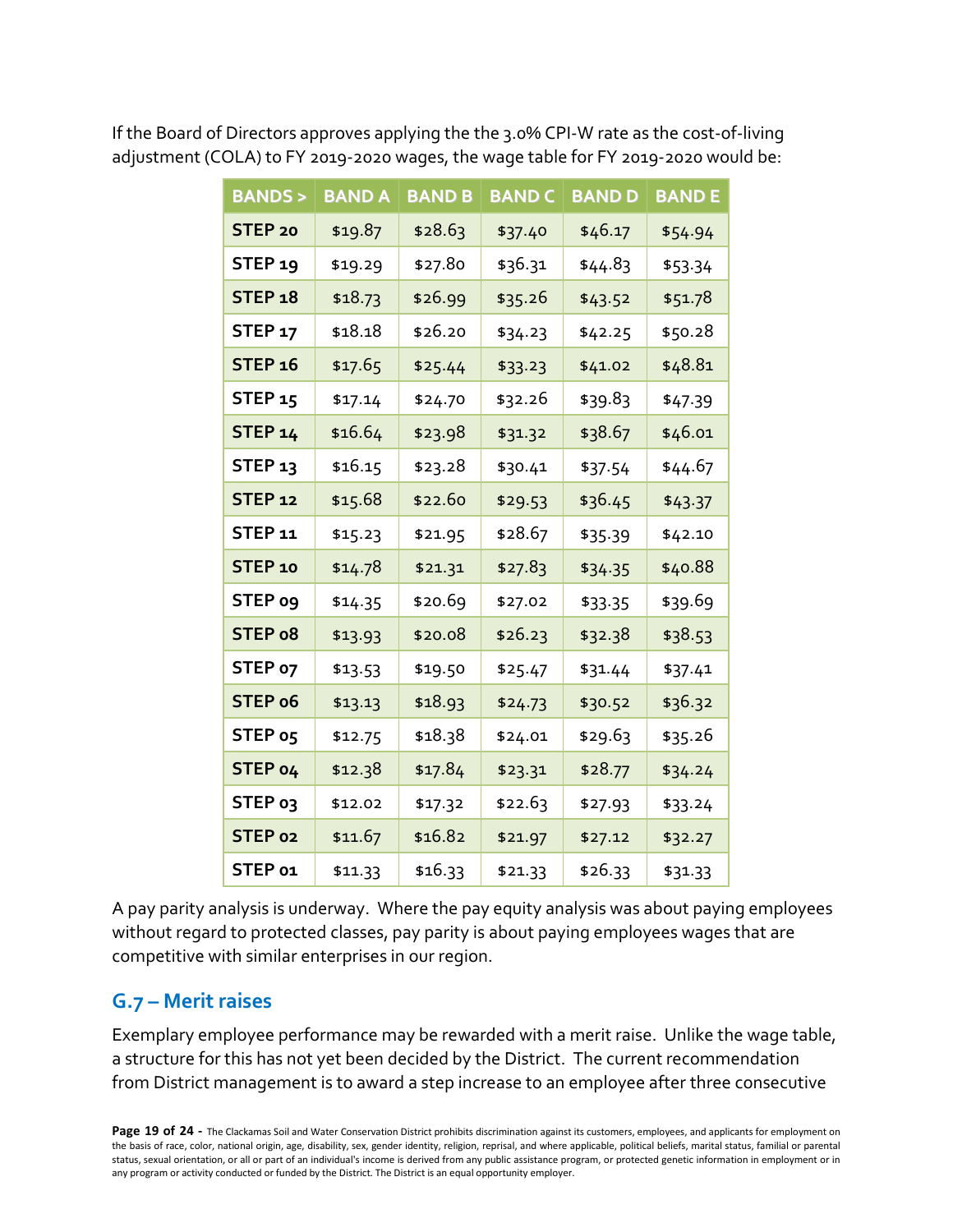If the Board of Directors approves applying the the 3.0% CPI-W rate as the cost-of-living adjustment (COLA) to FY 2019-2020 wages, the wage table for FY 2019-2020 would be:

| BANDS > | BAND A | BAND B | BAND C | BAND D | BAND E |
|---|---|---|---|---|---|
| STEP 20 | $19.87 | $28.63 | $37.40 | $46.17 | $54.94 |
| STEP 19 | $19.29 | $27.80 | $36.31 | $44.83 | $53.34 |
| STEP 18 | $18.73 | $26.99 | $35.26 | $43.52 | $51.78 |
| STEP 17 | $18.18 | $26.20 | $34.23 | $42.25 | $50.28 |
| STEP 16 | $17.65 | $25.44 | $33.23 | $41.02 | $48.81 |
| STEP 15 | $17.14 | $24.70 | $32.26 | $39.83 | $47.39 |
| STEP 14 | $16.64 | $23.98 | $31.32 | $38.67 | $46.01 |
| STEP 13 | $16.15 | $23.28 | $30.41 | $37.54 | $44.67 |
| STEP 12 | $15.68 | $22.60 | $29.53 | $36.45 | $43.37 |
| STEP 11 | $15.23 | $21.95 | $28.67 | $35.39 | $42.10 |
| STEP 10 | $14.78 | $21.31 | $27.83 | $34.35 | $40.88 |
| STEP 09 | $14.35 | $20.69 | $27.02 | $33.35 | $39.69 |
| STEP 08 | $13.93 | $20.08 | $26.23 | $32.38 | $38.53 |
| STEP 07 | $13.53 | $19.50 | $25.47 | $31.44 | $37.41 |
| STEP 06 | $13.13 | $18.93 | $24.73 | $30.52 | $36.32 |
| STEP 05 | $12.75 | $18.38 | $24.01 | $29.63 | $35.26 |
| STEP 04 | $12.38 | $17.84 | $23.31 | $28.77 | $34.24 |
| STEP 03 | $12.02 | $17.32 | $22.63 | $27.93 | $33.24 |
| STEP 02 | $11.67 | $16.82 | $21.97 | $27.12 | $32.27 |
| STEP 01 | $11.33 | $16.33 | $21.33 | $26.33 | $31.33 |

A pay parity analysis is underway. Where the pay equity analysis was about paying employees without regard to protected classes, pay parity is about paying employees wages that are competitive with similar enterprises in our region.

## G.7 – Merit raises

Exemplary employee performance may be rewarded with a merit raise. Unlike the wage table, a structure for this has not yet been decided by the District. The current recommendation from District management is to award a step increase to an employee after three consecutive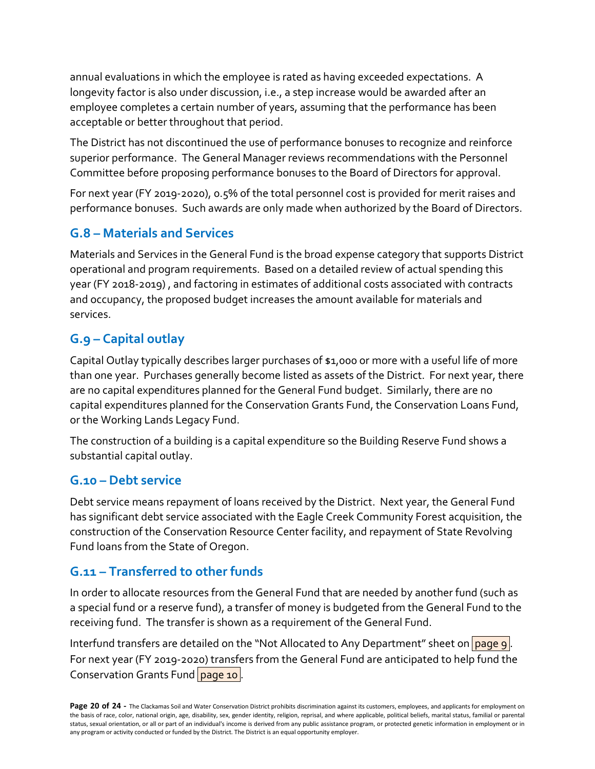annual evaluations in which the employee is rated as having exceeded expectations. A longevity factor is also under discussion, i.e., a step increase would be awarded after an employee completes a certain number of years, assuming that the performance has been acceptable or better throughout that period.

The District has not discontinued the use of performance bonuses to recognize and reinforce superior performance. The General Manager reviews recommendations with the Personnel Committee before proposing performance bonuses to the Board of Directors for approval.

For next year (FY 2019-2020), 0.5% of the total personnel cost is provided for merit raises and performance bonuses. Such awards are only made when authorized by the Board of Directors.

## G.8 – Materials and Services

Materials and Services in the General Fund is the broad expense category that supports District operational and program requirements. Based on a detailed review of actual spending this year (FY 2018-2019) , and factoring in estimates of additional costs associated with contracts and occupancy, the proposed budget increases the amount available for materials and services.

## G.9 – Capital outlay

Capital Outlay typically describes larger purchases of $1,000 or more with a useful life of more than one year. Purchases generally become listed as assets of the District. For next year, there are no capital expenditures planned for the General Fund budget. Similarly, there are no capital expenditures planned for the Conservation Grants Fund, the Conservation Loans Fund, or the Working Lands Legacy Fund.

The construction of a building is a capital expenditure so the Building Reserve Fund shows a substantial capital outlay.

## G.10 – Debt service

Debt service means repayment of loans received by the District. Next year, the General Fund has significant debt service associated with the Eagle Creek Community Forest acquisition, the construction of the Conservation Resource Center facility, and repayment of State Revolving Fund loans from the State of Oregon.

## G.11 – Transferred to other funds

In order to allocate resources from the General Fund that are needed by another fund (such as a special fund or a reserve fund), a transfer of money is budgeted from the General Fund to the receiving fund. The transfer is shown as a requirement of the General Fund.

Interfund transfers are detailed on the "Not Allocated to Any Department" sheet on page 9. For next year (FY 2019-2020) transfers from the General Fund are anticipated to help fund the Conservation Grants Fund page 10.

The Clackamas Soil and Water Conservation District prohibits discrimination against its customers, employees, and applicants for employment on the basis of race, color, national origin, age, disability, sex, gender identity, religion, reprisal, and where applicable, political beliefs, marital status, familial or parental status, sexual orientation, or all or part of an individual's income is derived from any public assistance program, or protected genetic information in employment or in any program or activity conducted or funded by the District. The District is an equal opportunity employer.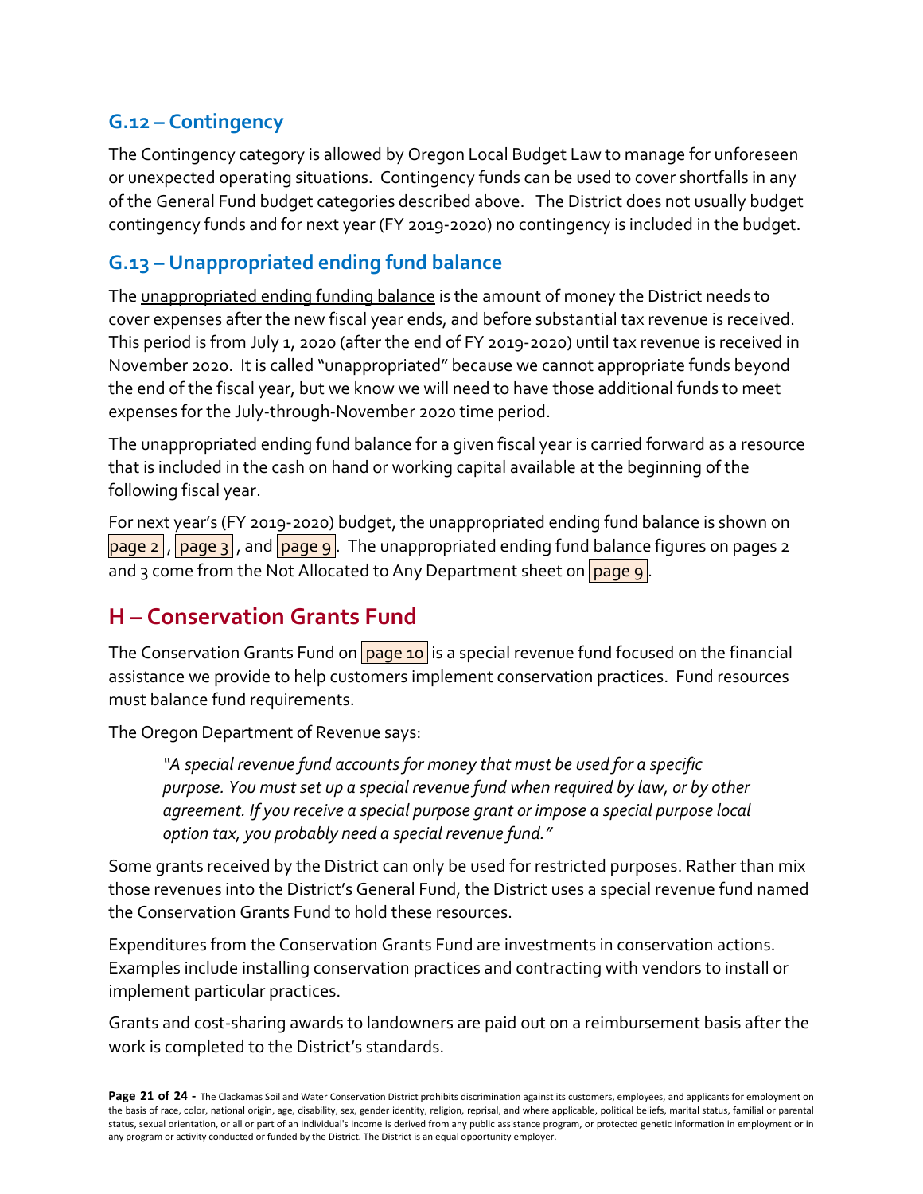### G.12 – Contingency

The Contingency category is allowed by Oregon Local Budget Law to manage for unforeseen or unexpected operating situations. Contingency funds can be used to cover shortfalls in any of the General Fund budget categories described above. The District does not usually budget contingency funds and for next year (FY 2019-2020) no contingency is included in the budget.

### G.13 – Unappropriated ending fund balance

The <u>unappropriated ending funding balance</u> is the amount of money the District needs to cover expenses after the new fiscal year ends, and before substantial tax revenue is received. This period is from July 1, 2020 (after the end of FY 2019-2020) until tax revenue is received in November 2020. It is called "unappropriated" because we cannot appropriate funds beyond the end of the fiscal year, but we know we will need to have those additional funds to meet expenses for the July-through-November 2020 time period.

The unappropriated ending fund balance for a given fiscal year is carried forward as a resource that is included in the cash on hand or working capital available at the beginning of the following fiscal year.

For next year's (FY 2019-2020) budget, the unappropriated ending fund balance is shown on page 2, page 3, and page 9. The unappropriated ending fund balance figures on pages 2 and 3 come from the Not Allocated to Any Department sheet on page 9.

## H – Conservation Grants Fund

The Conservation Grants Fund on page 10 is a special revenue fund focused on the financial assistance we provide to help customers implement conservation practices. Fund resources must balance fund requirements.

The Oregon Department of Revenue says:

> *"A special revenue fund accounts for money that must be used for a specific purpose. You must set up a special revenue fund when required by law, or by other agreement. If you receive a special purpose grant or impose a special purpose local option tax, you probably need a special revenue fund."*

Some grants received by the District can only be used for restricted purposes. Rather than mix those revenues into the District's General Fund, the District uses a special revenue fund named the Conservation Grants Fund to hold these resources.

Expenditures from the Conservation Grants Fund are investments in conservation actions. Examples include installing conservation practices and contracting with vendors to install or implement particular practices.

Grants and cost-sharing awards to landowners are paid out on a reimbursement basis after the work is completed to the District's standards.

The Clackamas Soil and Water Conservation District prohibits discrimination against its customers, employees, and applicants for employment on the basis of race, color, national origin, age, disability, sex, gender identity, religion, reprisal, and where applicable, political beliefs, marital status, familial or parental status, sexual orientation, or all or part of an individual's income is derived from any public assistance program, or protected genetic information in employment or in any program or activity conducted or funded by the District. The District is an equal opportunity employer.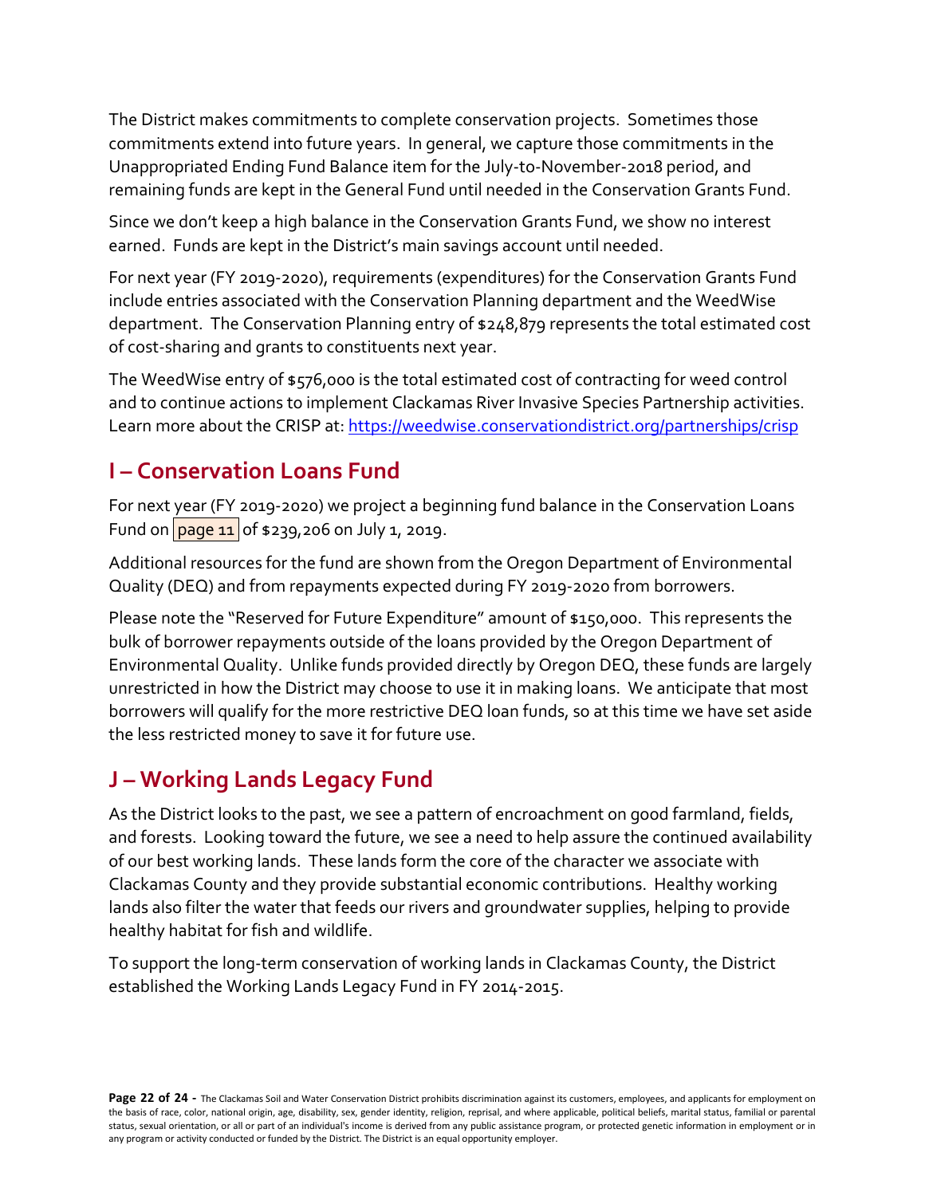The District makes commitments to complete conservation projects. Sometimes those commitments extend into future years. In general, we capture those commitments in the Unappropriated Ending Fund Balance item for the July-to-November-2018 period, and remaining funds are kept in the General Fund until needed in the Conservation Grants Fund.

Since we don't keep a high balance in the Conservation Grants Fund, we show no interest earned. Funds are kept in the District's main savings account until needed.

For next year (FY 2019-2020), requirements (expenditures) for the Conservation Grants Fund include entries associated with the Conservation Planning department and the WeedWise department. The Conservation Planning entry of $248,879 represents the total estimated cost of cost-sharing and grants to constituents next year.

The WeedWise entry of $576,000 is the total estimated cost of contracting for weed control and to continue actions to implement Clackamas River Invasive Species Partnership activities. Learn more about the CRISP at: https://weedwise.conservationdistrict.org/partnerships/crisp

## I – Conservation Loans Fund

For next year (FY 2019-2020) we project a beginning fund balance in the Conservation Loans Fund on page 11 of $239,206 on July 1, 2019.

Additional resources for the fund are shown from the Oregon Department of Environmental Quality (DEQ) and from repayments expected during FY 2019-2020 from borrowers.

Please note the "Reserved for Future Expenditure" amount of $150,000. This represents the bulk of borrower repayments outside of the loans provided by the Oregon Department of Environmental Quality. Unlike funds provided directly by Oregon DEQ, these funds are largely unrestricted in how the District may choose to use it in making loans. We anticipate that most borrowers will qualify for the more restrictive DEQ loan funds, so at this time we have set aside the less restricted money to save it for future use.

## J – Working Lands Legacy Fund

As the District looks to the past, we see a pattern of encroachment on good farmland, fields, and forests. Looking toward the future, we see a need to help assure the continued availability of our best working lands. These lands form the core of the character we associate with Clackamas County and they provide substantial economic contributions. Healthy working lands also filter the water that feeds our rivers and groundwater supplies, helping to provide healthy habitat for fish and wildlife.

To support the long-term conservation of working lands in Clackamas County, the District established the Working Lands Legacy Fund in FY 2014-2015.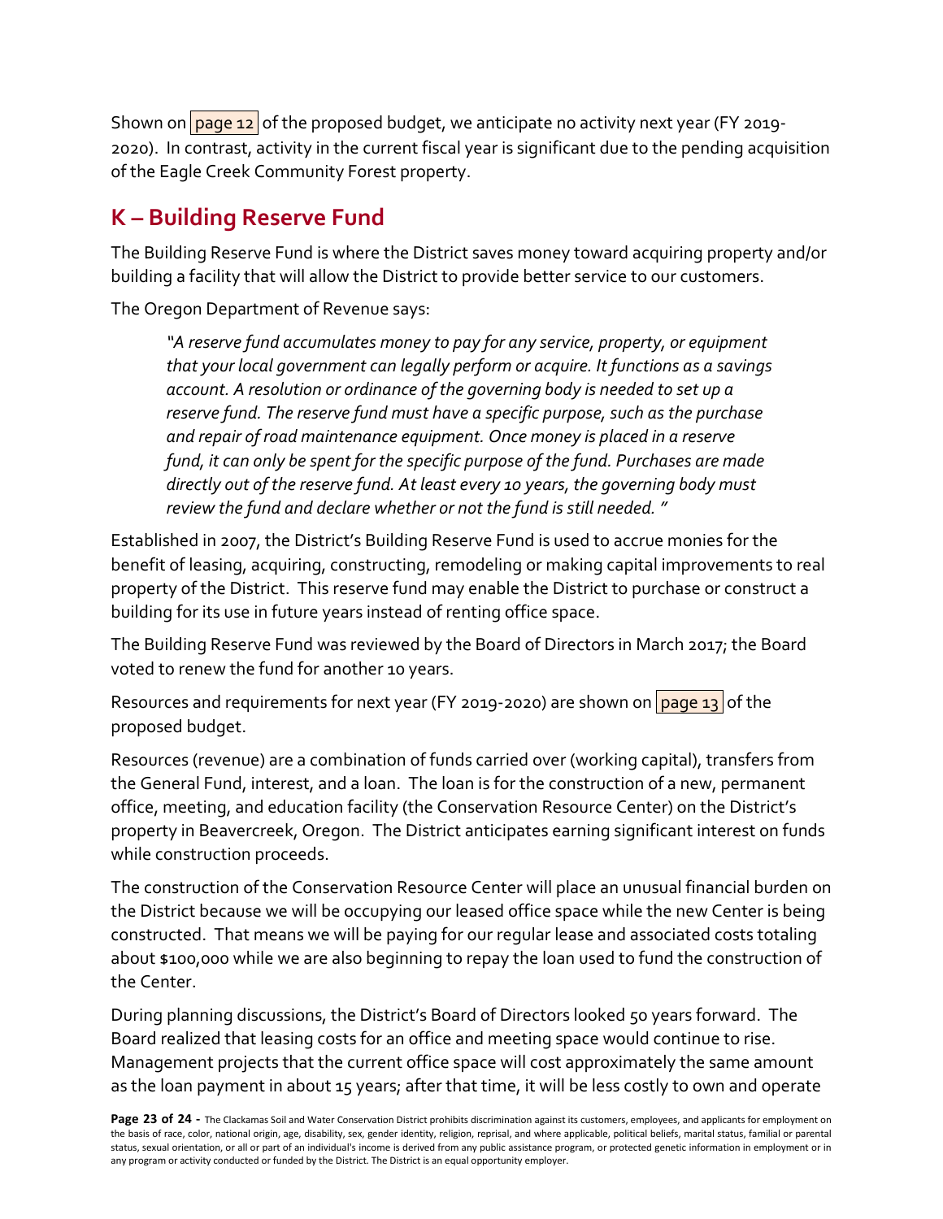Shown on page 12 of the proposed budget, we anticipate no activity next year (FY 2019-2020). In contrast, activity in the current fiscal year is significant due to the pending acquisition of the Eagle Creek Community Forest property.

## K – Building Reserve Fund

The Building Reserve Fund is where the District saves money toward acquiring property and/or building a facility that will allow the District to provide better service to our customers.

The Oregon Department of Revenue says:

> *"A reserve fund accumulates money to pay for any service, property, or equipment that your local government can legally perform or acquire. It functions as a savings account. A resolution or ordinance of the governing body is needed to set up a reserve fund. The reserve fund must have a specific purpose, such as the purchase and repair of road maintenance equipment. Once money is placed in a reserve fund, it can only be spent for the specific purpose of the fund. Purchases are made directly out of the reserve fund. At least every 10 years, the governing body must review the fund and declare whether or not the fund is still needed. "*

Established in 2007, the District's Building Reserve Fund is used to accrue monies for the benefit of leasing, acquiring, constructing, remodeling or making capital improvements to real property of the District. This reserve fund may enable the District to purchase or construct a building for its use in future years instead of renting office space.

The Building Reserve Fund was reviewed by the Board of Directors in March 2017; the Board voted to renew the fund for another 10 years.

Resources and requirements for next year (FY 2019-2020) are shown on page 13 of the proposed budget.

Resources (revenue) are a combination of funds carried over (working capital), transfers from the General Fund, interest, and a loan. The loan is for the construction of a new, permanent office, meeting, and education facility (the Conservation Resource Center) on the District's property in Beavercreek, Oregon. The District anticipates earning significant interest on funds while construction proceeds.

The construction of the Conservation Resource Center will place an unusual financial burden on the District because we will be occupying our leased office space while the new Center is being constructed. That means we will be paying for our regular lease and associated costs totaling about $100,000 while we are also beginning to repay the loan used to fund the construction of the Center.

During planning discussions, the District's Board of Directors looked 50 years forward. The Board realized that leasing costs for an office and meeting space would continue to rise. Management projects that the current office space will cost approximately the same amount as the loan payment in about 15 years; after that time, it will be less costly to own and operate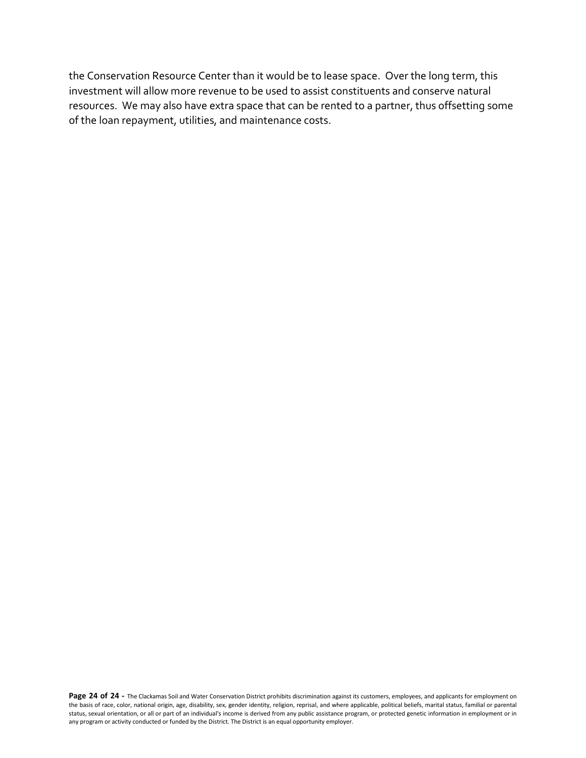the Conservation Resource Center than it would be to lease space. Over the long term, this investment will allow more revenue to be used to assist constituents and conserve natural resources. We may also have extra space that can be rented to a partner, thus offsetting some of the loan repayment, utilities, and maintenance costs.